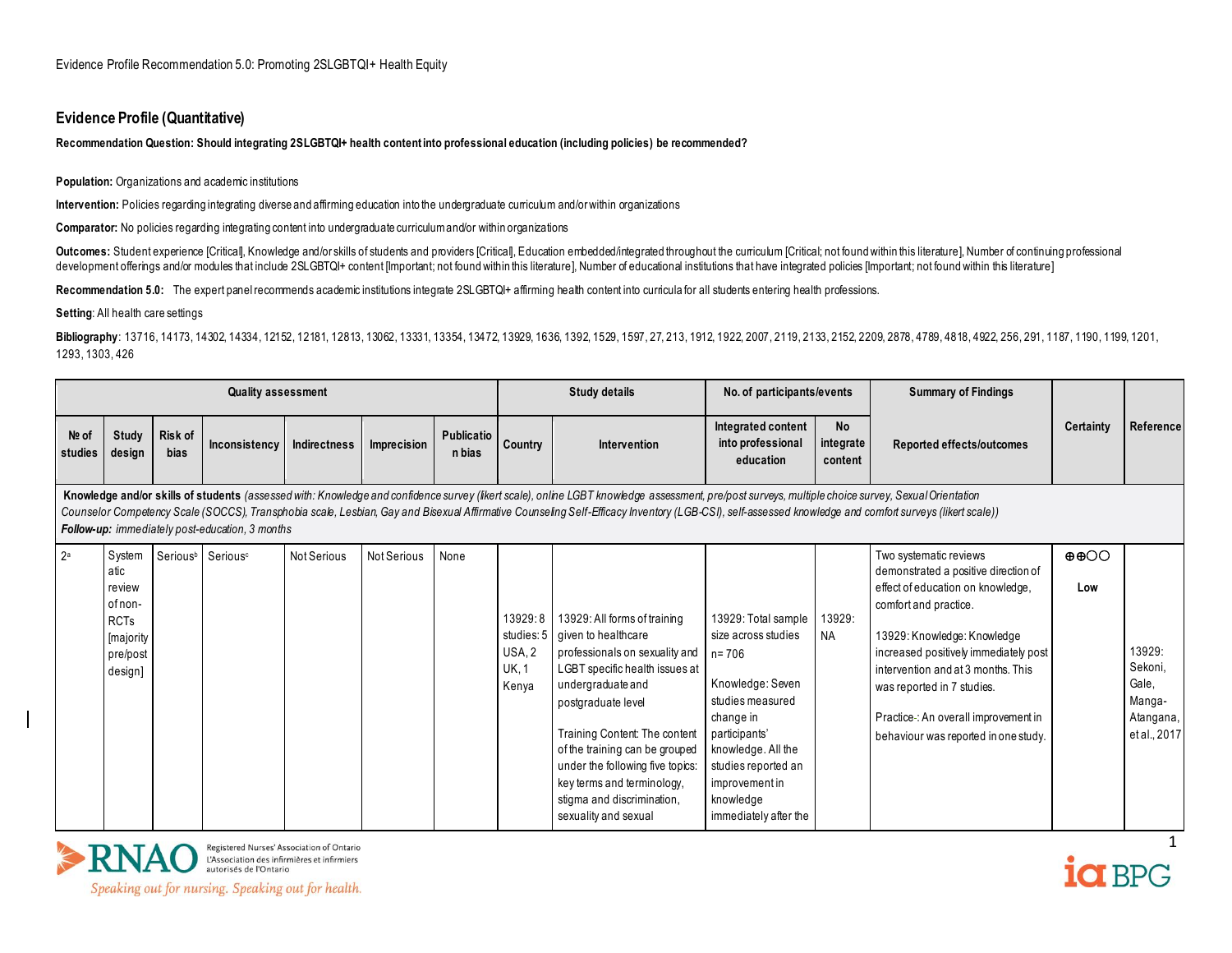## Evidence Profile (Quantitative)

**Recommendation Question: Should integrating 2SLGBTQI+ health content into professional education (including policies) be recommended?**

**Population:** Organizations and academic institutions

**Intervention:** Policies regarding integrating diverse and affirming education into the undergraduate curriculum and/or within organizations

**Comparator:** No policies regarding integrating content into undergraduate curriculum and/or within organizations

**Outcomes:** Student experience [Critical], Knowledge and/or skills of students and providers [Critical], Education embedded/integrated throughout the curriculum [Critical; not found within this literature], Number of continuing professional development offerings and/or modules that include 2SLGBTQI+ content [Important; not found within this literature], Number of educational institutions that have integrated policies [Important; not found within this literature]

**Recommendation 5.0:** The expert panel recommends academic institutions integrate 2SLGBTQI+ affirming health content into curricula for all students entering health professions.

**Setting**: All health care settings

**Bibliography**: 13716, 14173, 14302, 14334, 12152, 12181, 12813, 13062, 13331, 13354, 13472, 13929, 1636, 1392, 1529, 1597, 27, 213, 1912, 1922, 2007, 2119, 2133, 2152, 2209, 2878, 4789, 4818, 4922, 256, 291, 1187, 1190, 1199, 1201, 1293, 1303, 426

| Quality assessment | | | | | | | Study details | | No. of participants/events | | Summary of Findings | Certainty | Reference |
|---|---|---|---|---|---|---|---|---|---|---|---|---|---|
| № of studies | Study design | Risk of bias | Inconsistency | Indirectness | Imprecision | Publication bias | Country | Intervention | Integrated content into professional education | No integrate content | Reported effects/outcomes | | |
| **Knowledge and/or skills of students** *(assessed with: Knowledge and confidence survey (likert scale), online LGBT knowledge assessment, pre/post surveys, multiple choice survey, Sexual Orientation Counselor Competency Scale (SOCCS), Transphobia scale, Lesbian, Gay and Bisexual Affirmative Counseling Self-Efficacy Inventory (LGB-CSI), self-assessed knowledge and comfort surveys (likert scale))* ***Follow-up:*** *immediately post-education, 3 months* | | | | | | | | | | | | | |
| 2[a] | Systematic review of non-RCTs [majority pre/post design] | Serious[b] | Serious[c] | Not Serious | Not Serious | None | 13929: 8 studies: 5 USA, 2 UK, 1 Kenya | 13929: All forms of training given to healthcare professionals on sexuality and LGBT specific health issues at undergraduate and postgraduate level<br><br>Training Content: The content of the training can be grouped under the following five topics: key terms and terminology, stigma and discrimination, sexuality and sexual | 13929: Total sample size across studies n= 706<br><br>Knowledge: Seven studies measured change in participants' knowledge. All the studies reported an improvement in knowledge immediately after the | 13929: NA | Two systematic reviews demonstrated a positive direction of effect of education on knowledge, comfort and practice.<br><br>13929: Knowledge: Knowledge increased positively immediately post intervention and at 3 months. This was reported in 7 studies.<br><br>Practice-: An overall improvement in behaviour was reported in one study. | ⊕⊕◯◯ Low | 13929: Sekoni, Gale, Manga-Atangana, et al., 2017 |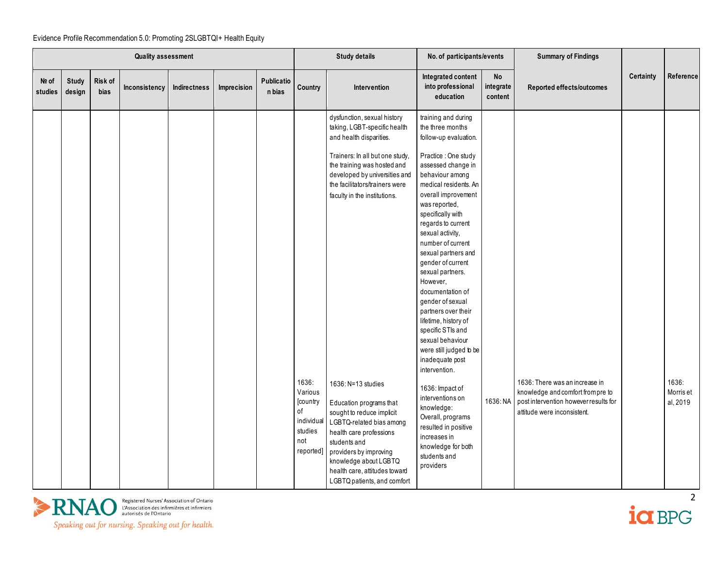Evidence Profile Recommendation 5.0: Promoting 2SLGBTQI+ Health Equity

| Quality assessment | | | | | | | Study details | | No. of participants/events | | Summary of Findings | Certainty | Reference |
|---|---|---|---|---|---|---|---|---|---|---|---|---|---|
| № of studies | Study design | Risk of bias | Inconsistency | Indirectness | Imprecision | Publication bias | Country | Intervention | Integrated content into professional education | No integrate content | Reported effects/outcomes | | |
| | | | | | | | | dysfunction, sexual history taking, LGBT-specific health and health disparities.<br><br>Trainers: In all but one study, the training was hosted and developed by universities and the facilitators/trainers were faculty in the institutions. | training and during the three months follow-up evaluation.<br><br>Practice : One study assessed change in behaviour among medical residents. An overall improvement was reported, specifically with regards to current sexual activity, number of current sexual partners and gender of current sexual partners. However, documentation of gender of sexual partners over their lifetime, history of specific STIs and sexual behaviour were still judged to be inadequate post intervention. | | | | |
| | | | | | | | 1636: Various [country of individual studies not reported] | 1636: N=13 studies<br><br>Education programs that sought to reduce implicit LGBTQ-related bias among health care professions students and providers by improving knowledge about LGBTQ health care, attitudes toward LGBTQ patients, and comfort | 1636: Impact of interventions on knowledge: Overall, programs resulted in positive increases in knowledge for both students and providers | 1636: NA | 1636: There was an increase in knowledge and comfort from pre to post intervention however results for attitude were inconsistent. | | 1636: Morris et al, 2019 |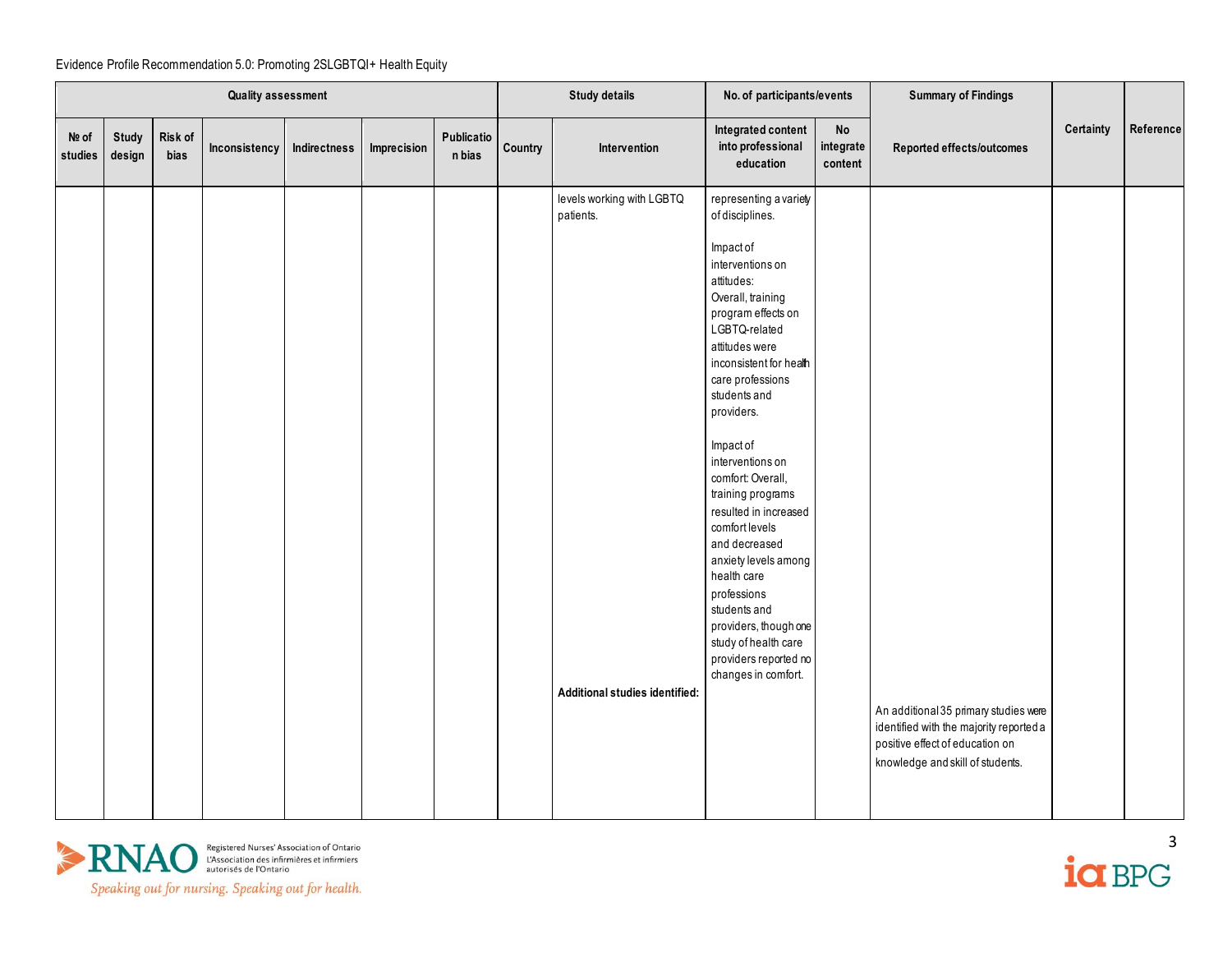Evidence Profile Recommendation 5.0: Promoting 2SLGBTQI+ Health Equity

| Quality assessment | | | | | | | Study details | | No. of participants/events | | Summary of Findings | Certainty | Reference |
|---|---|---|---|---|---|---|---|---|---|---|---|---|---|
| № of studies | Study design | Risk of bias | Inconsistency | Indirectness | Imprecision | Publication bias | Country | Intervention | Integrated content into professional education | No integrate content | Reported effects/outcomes | | |
| | | | | | | | | levels working with LGBTQ patients. | representing a variety of disciplines.<br><br>Impact of interventions on attitudes:<br>Overall, training program effects on LGBTQ-related attitudes were inconsistent for health care professions students and providers.<br><br>Impact of interventions on comfort: Overall, training programs resulted in increased comfort levels and decreased anxiety levels among health care professions students and providers, though one study of health care providers reported no changes in comfort. | | | | |
| | | | | | | | | **Additional studies identified:** | | | An additional 35 primary studies were identified with the majority reported a positive effect of education on knowledge and skill of students. | | |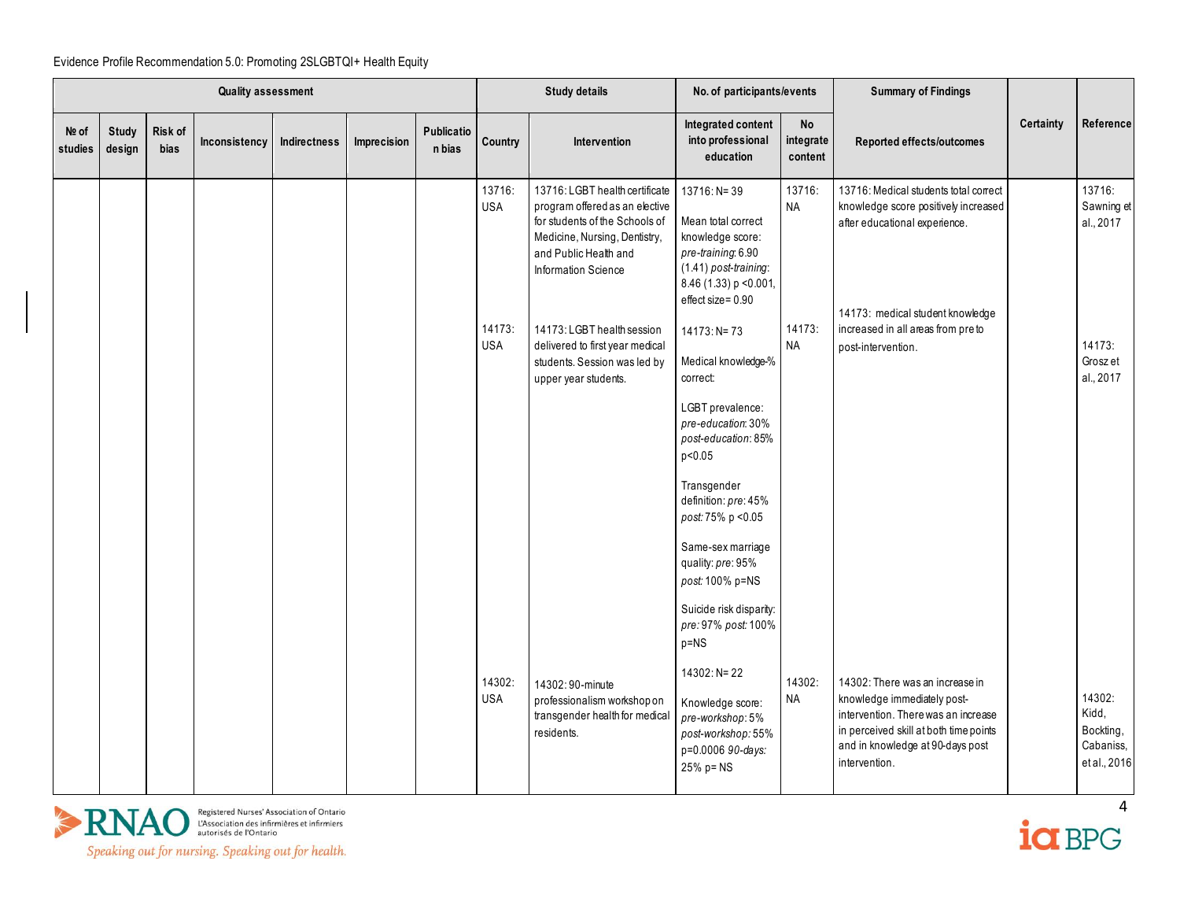Evidence Profile Recommendation 5.0: Promoting 2SLGBTQI+ Health Equity

| Quality assessment | | | | | | | Study details | | No. of participants/events | | Summary of Findings | Certainty | Reference |
|---|---|---|---|---|---|---|---|---|---|---|---|---|---|
| № of studies | Study design | Risk of bias | Inconsistency | Indirectness | Imprecision | Publication bias | Country | Intervention | Integrated content into professional education | No integrate content | Reported effects/outcomes | | |
| | | | | | | | 13716: USA | 13716: LGBT health certificate program offered as an elective for students of the Schools of Medicine, Nursing, Dentistry, and Public Health and Information Science | 13716: N= 39<br><br>Mean total correct knowledge score: *pre-training*: 6.90 (1.41) *post-training*: 8.46 (1.33) p <0.001, effect size= 0.90 | 13716: NA | 13716: Medical students total correct knowledge score positively increased after educational experience. | | 13716: Sawning et al., 2017 |
| | | | | | | | 14173: USA | 14173: LGBT health session delivered to first year medical students. Session was led by upper year students. | 14173: N= 73<br><br>Medical knowledge-% correct:<br><br>LGBT prevalence: *pre-education*: 30% *post-education*: 85% p<0.05<br><br>Transgender definition: *pre*: 45% *post*: 75% p <0.05<br><br>Same-sex marriage quality: *pre*: 95% *post*: 100% p=NS<br><br>Suicide risk disparity: *pre*: 97% *post*: 100% p=NS | 14173: NA | 14173: medical student knowledge increased in all areas from pre to post-intervention. | | 14173: Grosz et al., 2017 |
| | | | | | | | 14302: USA | 14302: 90-minute professionalism workshop on transgender health for medical residents. | 14302: N= 22<br><br>Knowledge score: *pre-workshop*: 5% *post-workshop*: 55% p=0.0006 *90-days*: 25% p= NS | 14302: NA | 14302: There was an increase in knowledge immediately post-intervention. There was an increase in perceived skill at both time points and in knowledge at 90-days post intervention. | | 14302: Kidd, Bockting, Cabaniss, et al., 2016 |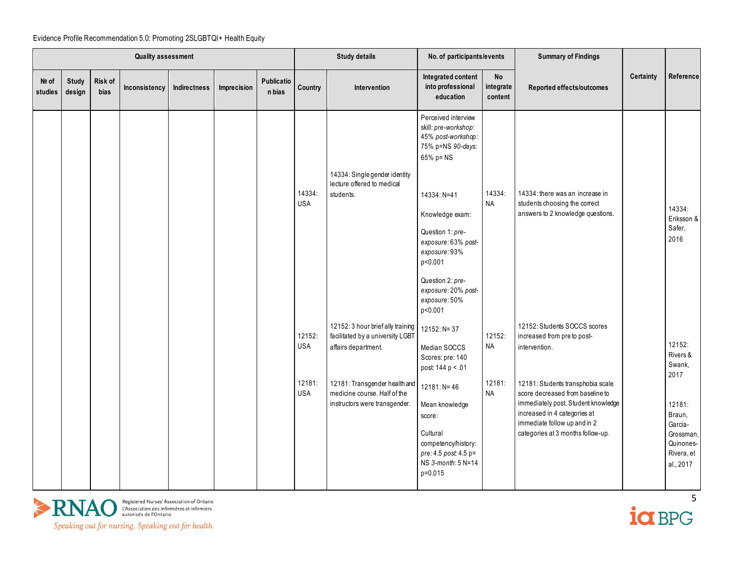Evidence Profile Recommendation 5.0: Promoting 2SLGBTQI+ Health Equity

| Quality assessment | | | | | | | Study details | | No. of participants/events | | Summary of Findings | | |
|---|---|---|---|---|---|---|---|---|---|---|---|---|---|
| № of studies | Study design | Risk of bias | Inconsistency | Indirectness | Imprecision | Publication bias | Country | Intervention | Integrated content into professional education | No integrate content | Reported effects/outcomes | Certainty | Reference |
| | | | | | | | | | Perceived interview skill: *pre-workshop*: 45% *post-workshop:* 75% p=NS *90-days:* 65% p= NS | | | | |
| | | | | | | | 14334: USA | 14334: Single gender identity lecture offered to medical students. | 14334: N=41<br><br>Knowledge exam:<br><br>Question 1: *pre-exposure*: 63% *post-exposure*: 93% $p<0.001$<br><br>Question 2: *pre-exposure*: 20% *post-exposure*: 50% $p<0.001$ | 14334: NA | 14334: there was an increase in students choosing the correct answers to 2 knowledge questions. | | 14334: Eriksson & Safer, 2016 |
| | | | | | | | 12152: USA | 12152: 3 hour brief ally training facilitated by a university LGBT affairs department. | 12152: N= 37<br><br>Median SOCCS Scores: pre: 140 post: 144 $p < .01$ | 12152: NA | 12152: Students SOCCS scores increased from pre to post-intervention. | | 12152: Rivers & Swank, 2017 |
| | | | | | | | 12181: USA | 12181: Transgender health and medicine course. Half of the instructors were transgender. | 12181: N= 46<br><br>Mean knowledge score:<br><br>Cultural competency/history: *pre:* 4.5 *post:* 4.5 p= NS *3-month*: 5 N=14 p=0.015 | 12181: NA | 12181: Students transphobia scale score decreased from baseline to immediately post. Student knowledge increased in 4 categories at immediate follow up and in 2 categories at 3 months follow-up. | | 12181: Braun, Garcia-Grossman, Quinones-Rivera, et al., 2017 |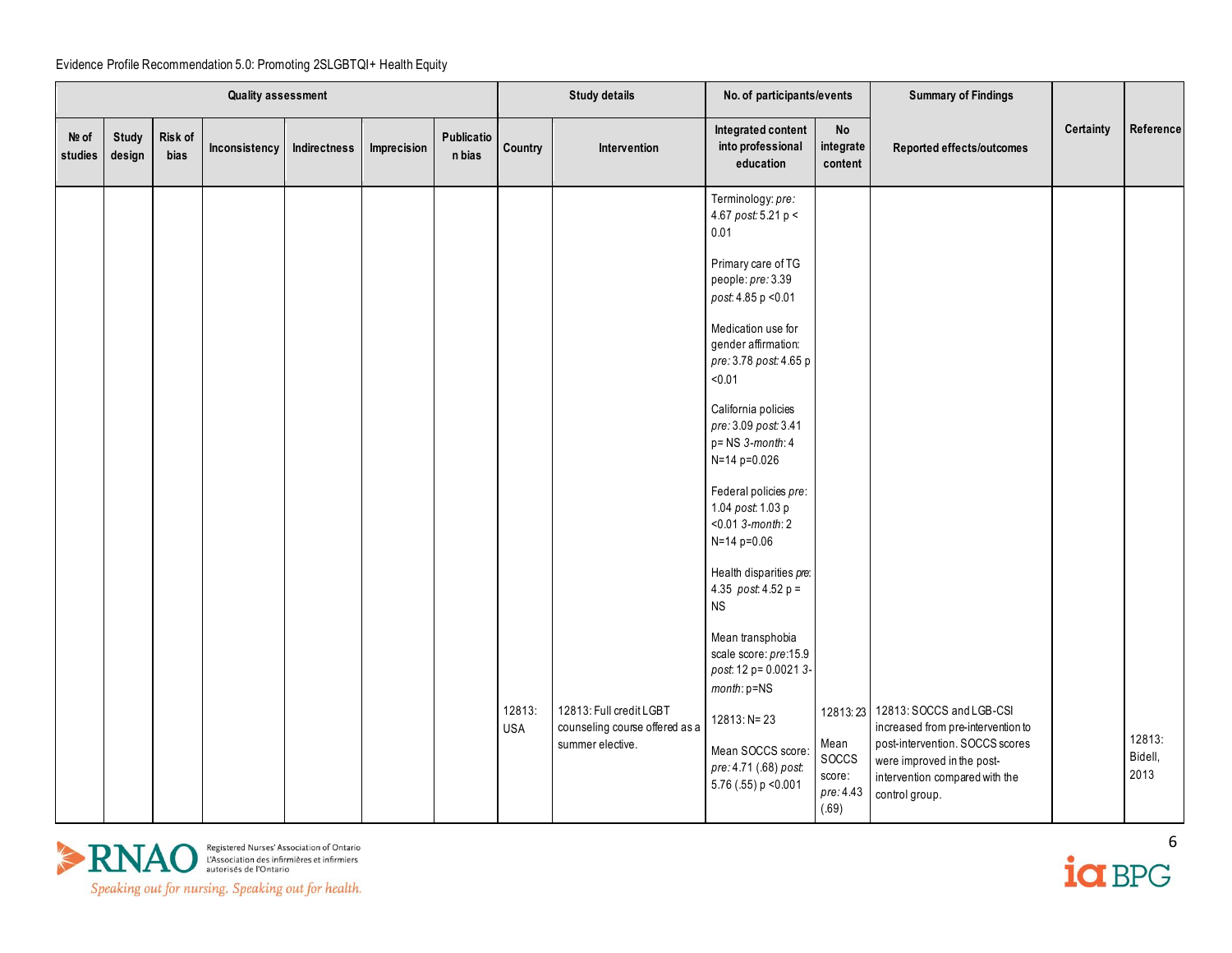Evidence Profile Recommendation 5.0: Promoting 2SLGBTQI+ Health Equity

| Quality assessment | | | | | | | Study details | | No. of participants/events | | Summary of Findings | Certainty | Reference |
|---|---|---|---|---|---|---|---|---|---|---|---|---|---|
| № of studies | Study design | Risk of bias | Inconsistency | Indirectness | Imprecision | Publication bias | Country | Intervention | Integrated content into professional education | No integrate content | Reported effects/outcomes | | |
| | | | | | | | | | Terminology: *pre:* 4.67 *post:* 5.21 p < 0.01<br><br>Primary care of TG people: *pre:* 3.39 *post:* 4.85 p <0.01<br><br>Medication use for gender affirmation: *pre:* 3.78 *post:* 4.65 p <0.01<br><br>California policies *pre:* 3.09 *post:* 3.41 p= NS *3-month*: 4 N=14 p=0.026<br><br>Federal policies *pre*: 1.04 *post*: 1.03 p <0.01 *3-month*: 2 N=14 p=0.06<br><br>Health disparities *pre*: 4.35 *post*: 4.52 p = NS<br><br>Mean transphobia scale score: *pre*:15.9 *post*: 12 p= 0.0021 *3-month*: p=NS | | | | |
| | | | | | | | 12813: USA | 12813: Full credit LGBT counseling course offered as a summer elective. | 12813: N= 23<br><br>Mean SOCCS score: *pre:* 4.71 (.68) *post*: 5.76 (.55) p <0.001 | 12813: 23<br><br>Mean SOCCS score: *pre:* 4.43 (.69) | 12813: SOCCS and LGB-CSI increased from pre-intervention to post-intervention. SOCCS scores were improved in the post-intervention compared with the control group. | | 12813: Bidell, 2013 |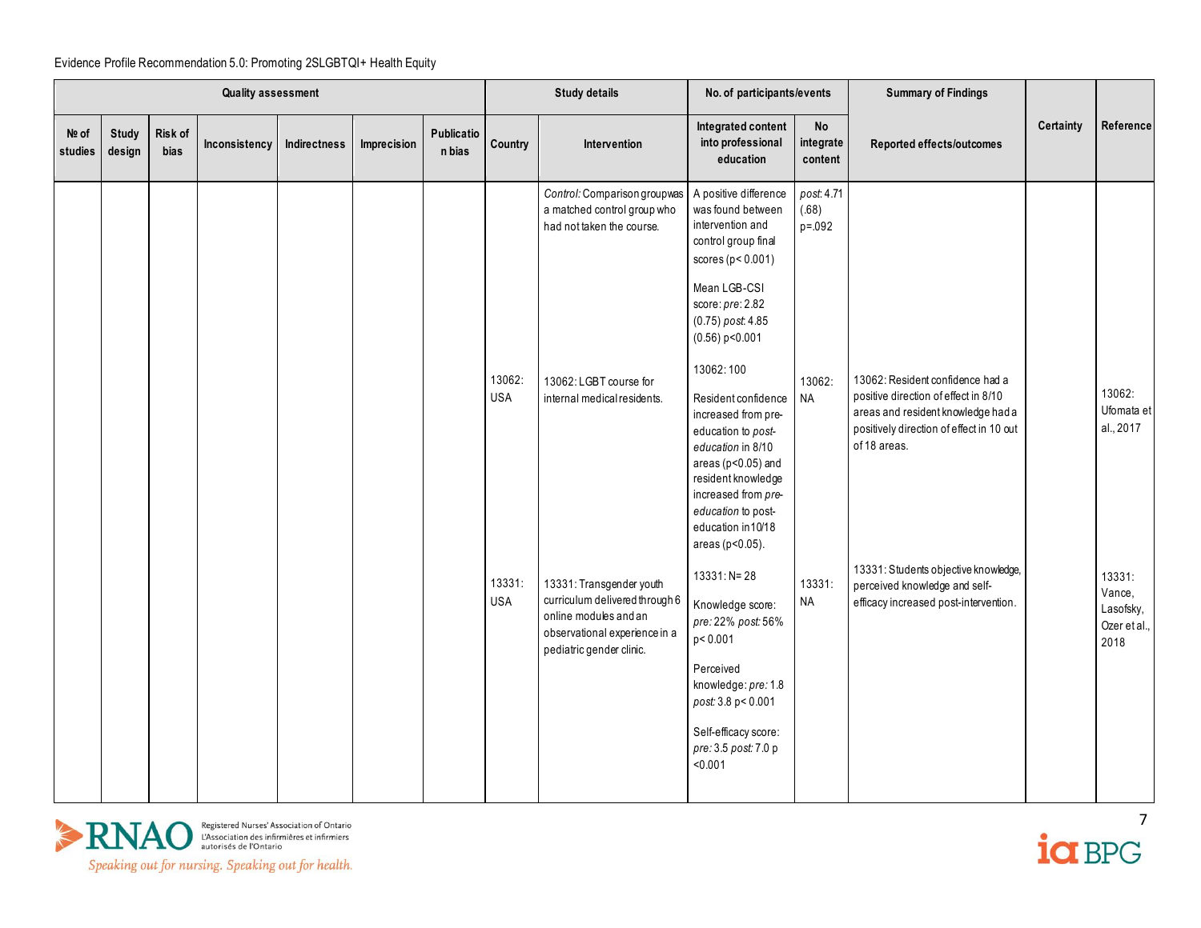Evidence Profile Recommendation 5.0: Promoting 2SLGBTQI+ Health Equity

| Quality assessment | | | | | | | Study details | | No. of participants/events | | Summary of Findings | | |
|---|---|---|---|---|---|---|---|---|---|---|---|---|---|
| № of studies | Study design | Risk of bias | Inconsistency | Indirectness | Imprecision | Publication bias | Country | Intervention | Integrated content into professional education | No integrate content | Reported effects/outcomes | Certainty | Reference |
| | | | | | | | | *Control:* Comparison group was a matched control group who had not taken the course. | A positive difference was found between intervention and control group final scores (p< 0.001)<br><br>Mean LGB-CSI score: *pre*: 2.82 (0.75) *post*: 4.85 (0.56) p<0.001 | *post*: 4.71 (.68) p=.092 | | | |
| | | | | | | | 13062: USA | 13062: LGBT course for internal medical residents. | 13062: 100<br><br>Resident confidence increased from pre-education to *post-education* in 8/10 areas (p<0.05) and resident knowledge increased from *pre-education* to post-education in 10/18 areas (p<0.05). | 13062: NA | 13062: Resident confidence had a positive direction of effect in 8/10 areas and resident knowledge had a positively direction of effect in 10 out of 18 areas. | | 13062: Ufomata et al., 2017 |
| | | | | | | | 13331: USA | 13331: Transgender youth curriculum delivered through 6 online modules and an observational experience in a pediatric gender clinic. | 13331: N= 28<br><br>Knowledge score: *pre:* 22% *post:* 56% p< 0.001<br><br>Perceived knowledge: *pre:* 1.8 *post:* 3.8 p< 0.001<br><br>Self-efficacy score: *pre:* 3.5 *post:* 7.0 p <0.001 | 13331: NA | 13331: Students objective knowledge, perceived knowledge and self-efficacy increased post-intervention. | | 13331: Vance, Lasofsky, Ozer et al., 2018 |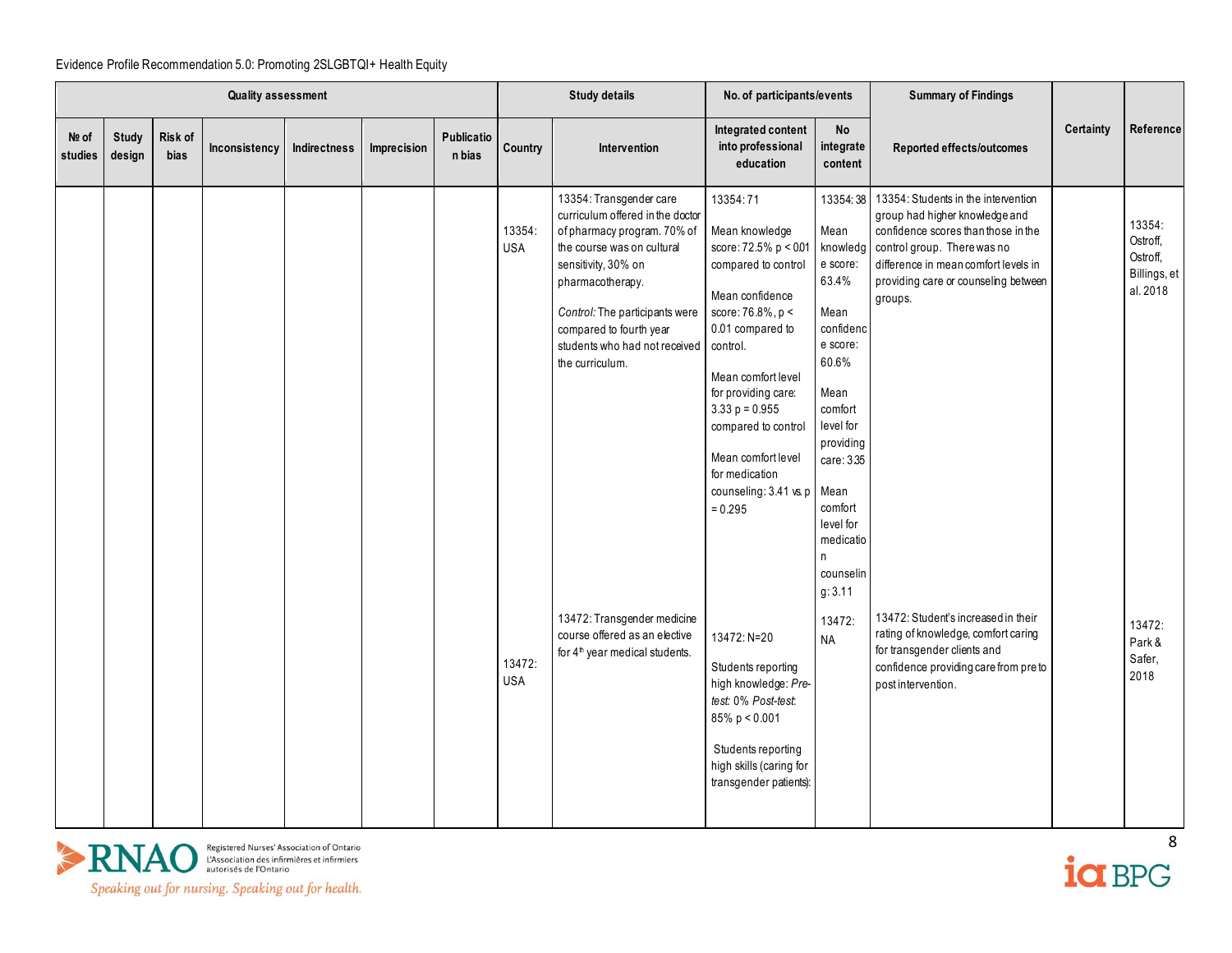Evidence Profile Recommendation 5.0: Promoting 2SLGBTQI+ Health Equity

| Quality assessment | | | | | | | Study details | | No. of participants/events | | Summary of Findings | Certainty | Reference |
|---|---|---|---|---|---|---|---|---|---|---|---|---|---|
| № of studies | Study design | Risk of bias | Inconsistency | Indirectness | Imprecision | Publication bias | Country | Intervention | Integrated content into professional education | No integrate content | Reported effects/outcomes | | |
| | | | | | | | 13354: USA | 13354: Transgender care curriculum offered in the doctor of pharmacy program. 70% of the course was on cultural sensitivity, 30% on pharmacotherapy.<br><br>*Control:* The participants were compared to fourth year students who had not received the curriculum. | 13354: 71<br><br>Mean knowledge score: 72.5% p < 0.01 compared to control<br><br>Mean confidence score: 76.8%, p < 0.01 compared to control.<br><br>Mean comfort level for providing care: 3.33 p = 0.955 compared to control<br><br>Mean comfort level for medication counseling: 3.41 vs. p = 0.295 | 13354: 38<br><br>Mean knowledge score: 63.4%<br><br>Mean confidence score: 60.6%<br><br>Mean comfort level for providing care: 3.35<br><br>Mean comfort level for medication counseling: 3.11 | 13354: Students in the intervention group had higher knowledge and confidence scores than those in the control group. There was no difference in mean comfort levels in providing care or counseling between groups. | | 13354: Ostroff, Ostroff, Billings, et al. 2018 |
| | | | | | | | 13472: USA | 13472: Transgender medicine course offered as an elective for 4th year medical students. | 13472: N=20<br><br>Students reporting high knowledge: *Pre-test:* 0% *Post-test:* 85% p < 0.001<br><br>Students reporting high skills (caring for transgender patients): | 13472: NA | 13472: Student's increased in their rating of knowledge, comfort caring for transgender clients and confidence providing care from pre to post intervention. | | 13472: Park & Safer, 2018 |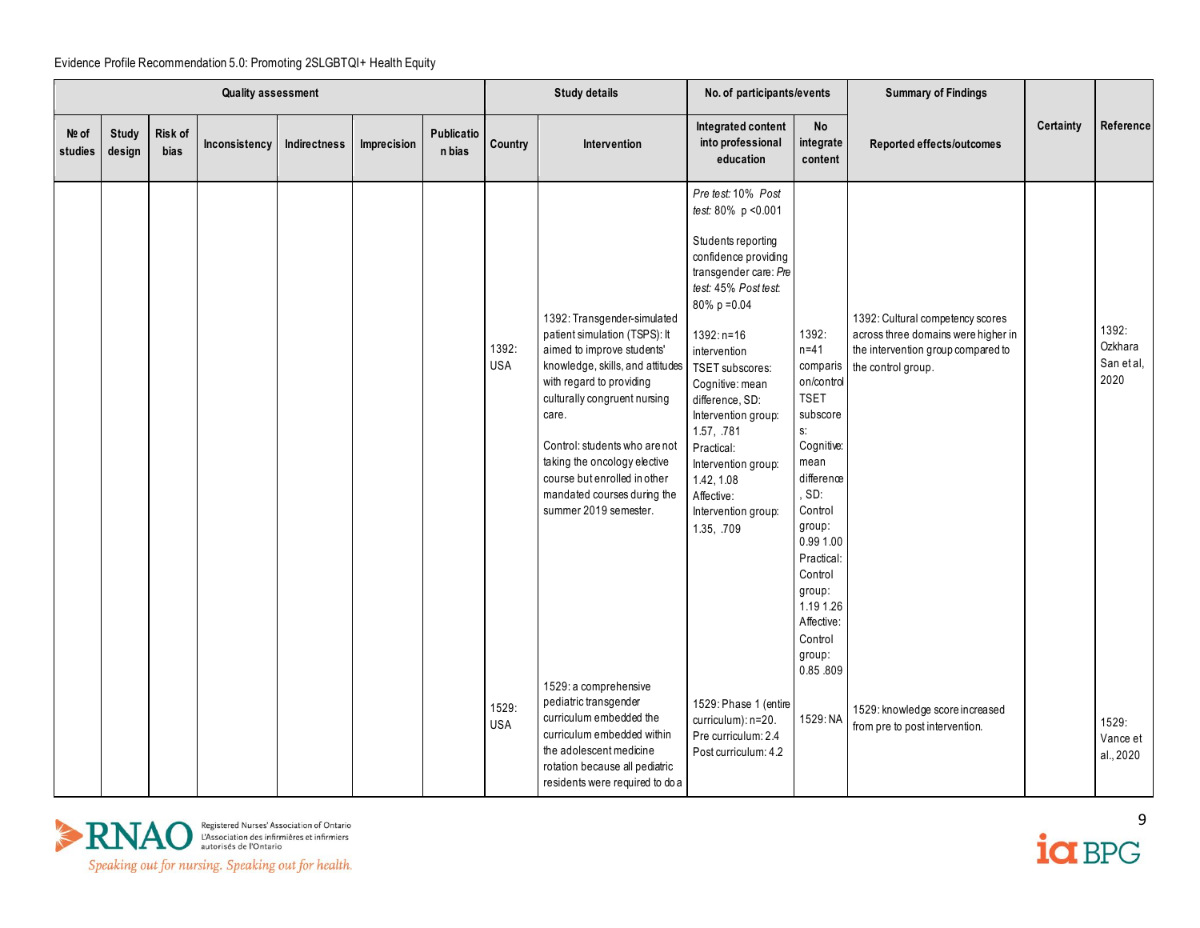Evidence Profile Recommendation 5.0: Promoting 2SLGBTQI+ Health Equity

| Quality assessment | | | | | | | Study details | | No. of participants/events | | Summary of Findings | Certainty | Reference |
|---|---|---|---|---|---|---|---|---|---|---|---|---|---|
| № of studies | Study design | Risk of bias | Inconsistency | Indirectness | Imprecision | Publication bias | Country | Intervention | Integrated content into professional education | No integrate content | Reported effects/outcomes | | |
| | | | | | | | 1392: USA | 1392: Transgender-simulated patient simulation (TSPS): It aimed to improve students' knowledge, skills, and attitudes with regard to providing culturally congruent nursing care.<br><br>Control: students who are not taking the oncology elective course but enrolled in other mandated courses during the summer 2019 semester. | *Pre test:* 10% *Post test:* 80% p <0.001<br><br>Students reporting confidence providing transgender care: *Pre test:* 45% *Post test:* 80% p =0.04<br><br>1392: n=16 intervention TSET subscores: Cognitive: mean difference, SD: Intervention group: 1.57, .781 Practical: Intervention group: 1.42, 1.08 Affective: Intervention group: 1.35, .709 | 1392: n=41 comparison/control TSET subscores: Cognitive: mean difference, SD: Control group: 0.99 1.00 Practical: Control group: 1.19 1.26 Affective: Control group: 0.85 .809 | 1392: Cultural competency scores across three domains were higher in the intervention group compared to the control group. | | 1392: Ozkhara San et al, 2020 |
| | | | | | | | 1529: USA | 1529: a comprehensive pediatric transgender curriculum embedded the curriculum embedded within the adolescent medicine rotation because all pediatric residents were required to do a | 1529: Phase 1 (entire curriculum): n=20. Pre curriculum: 2.4 Post curriculum: 4.2 | 1529: NA | 1529: knowledge score increased from pre to post intervention. | | 1529: Vance et al., 2020 |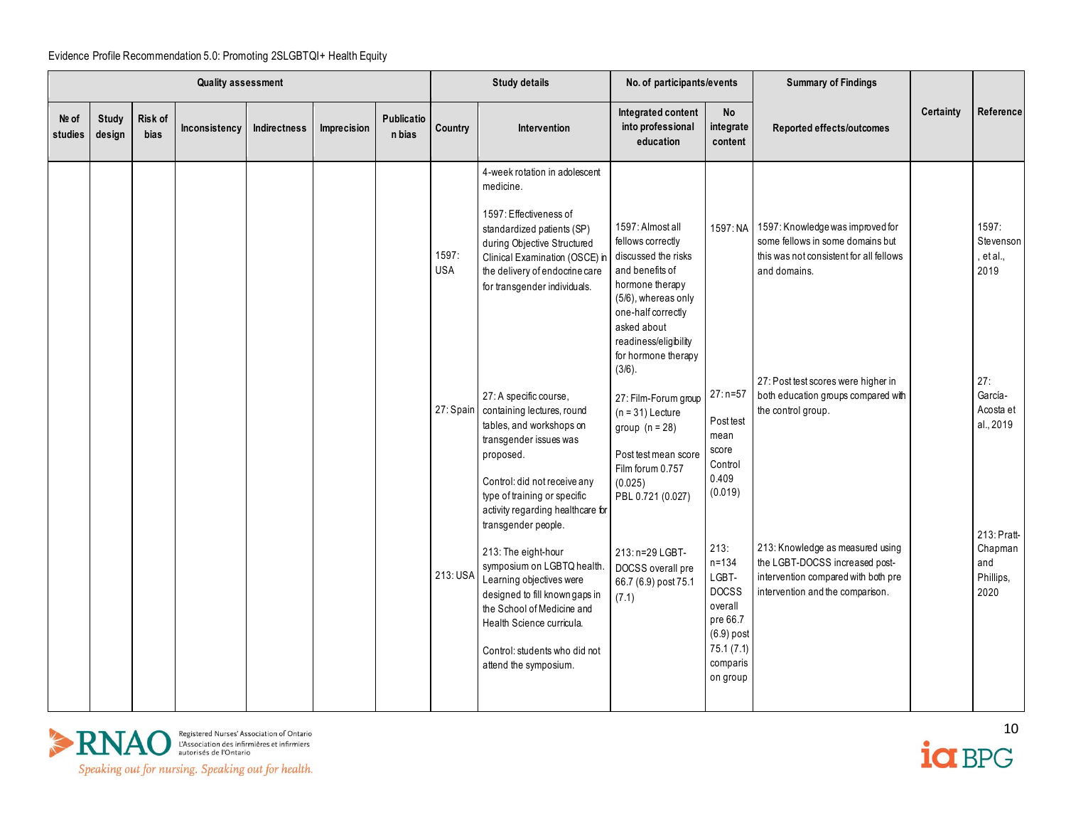Evidence Profile Recommendation 5.0: Promoting 2SLGBTQI+ Health Equity

| Quality assessment | | | | | | | Study details | | No. of participants/events | | Summary of Findings | Certainty | Reference |
|---|---|---|---|---|---|---|---|---|---|---|---|---|---|
| № of studies | Study design | Risk of bias | Inconsistency | Indirectness | Imprecision | Publication bias | Country | Intervention | Integrated content into professional education | No integrate content | Reported effects/outcomes | | |
| | | | | | | | 1597: USA | 4-week rotation in adolescent medicine.<br><br>1597: Effectiveness of standardized patients (SP) during Objective Structured Clinical Examination (OSCE) in the delivery of endocrine care for transgender individuals. | 1597: Almost all fellows correctly discussed the risks and benefits of hormone therapy (5/6), whereas only one-half correctly asked about readiness/eligibility for hormone therapy (3/6). | 1597: NA | 1597: Knowledge was improved for some fellows in some domains but this was not consistent for all fellows and domains. | | 1597: Stevenson, et al., 2019 |
| | | | | | | | 27: Spain | 27: A specific course, containing lectures, round tables, and workshops on transgender issues was proposed.<br><br>Control: did not receive any type of training or specific activity regarding healthcare for transgender people. | 27: Film-Forum group (n = 31) Lecture group (n = 28)<br><br>Post test mean score Film forum 0.757 (0.025) PBL 0.721 (0.027) | 27: n=57<br><br>Post test mean score Control 0.409 (0.019) | 27: Post test scores were higher in both education groups compared with the control group. | | 27: García-Acosta et al., 2019 |
| | | | | | | | 213: USA | 213: The eight-hour symposium on LGBTQ health. Learning objectives were designed to fill known gaps in the School of Medicine and Health Science curricula.<br><br>Control: students who did not attend the symposium. | 213: n=29 LGBT-DOCSS overall pre 66.7 (6.9) post 75.1 (7.1) | 213: n=134 LGBT-DOCSS overall pre 66.7 (6.9) post 75.1 (7.1) comparison group | 213: Knowledge as measured using the LGBT-DOCSS increased post-intervention compared with both pre intervention and the comparison. | | 213: Pratt-Chapman and Phillips, 2020 |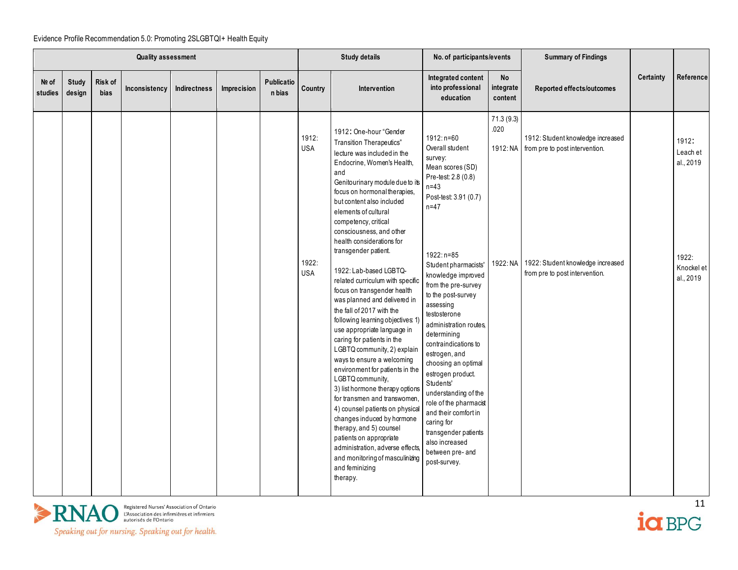Evidence Profile Recommendation 5.0: Promoting 2SLGBTQI+ Health Equity

| Quality assessment | | | | | | | Study details | | No. of participants/events | | Summary of Findings | Certainty | Reference |
|---|---|---|---|---|---|---|---|---|---|---|---|---|---|
| № of studies | Study design | Risk of bias | Inconsistency | Indirectness | Imprecision | Publication bias | Country | Intervention | Integrated content into professional education | No integrate content | Reported effects/outcomes | | |
| | | | | | | | 1912: USA | 1912: One-hour "Gender Transition Therapeutics" lecture was included in the Endocrine, Women's Health, and Genitourinary module due to its focus on hormonal therapies, but content also included elements of cultural competency, critical consciousness, and other health considerations for transgender patient. | 1912: n=60 Overall student survey: Mean scores (SD) Pre-test: 2.8 (0.8) n=43 Post-test: 3.91 (0.7) n=47 | 71.3 (9.3) .020 1912: NA | 1912: Student knowledge increased from pre to post intervention. | | 1912: Leach et al., 2019 |
| | | | | | | | 1922: USA | 1922: Lab-based LGBTQ-related curriculum with specific focus on transgender health was planned and delivered in the fall of 2017 with the following learning objectives: 1) use appropriate language in caring for patients in the LGBTQ community, 2) explain ways to ensure a welcoming environment for patients in the LGBTQ community, 3) list hormone therapy options for transmen and transwomen, 4) counsel patients on physical changes induced by hormone therapy, and 5) counsel patients on appropriate administration, adverse effects, and monitoring of masculinizing and feminizing therapy. | 1922: n=85 Student pharmacists' knowledge improved from the pre-survey to the post-survey assessing testosterone administration routes, determining contraindications to estrogen, and choosing an optimal estrogen product. Students' understanding of the role of the pharmacist and their comfort in caring for transgender patients also increased between pre- and post-survey. | 1922: NA | 1922: Student knowledge increased from pre to post intervention. | | 1922: Knockel et al., 2019 |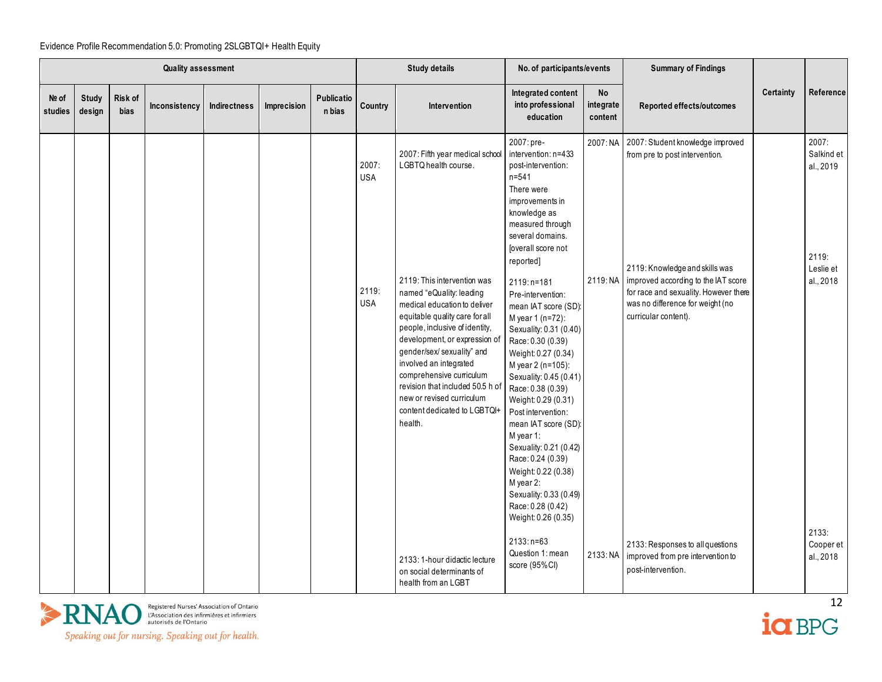Evidence Profile Recommendation 5.0: Promoting 2SLGBTQI+ Health Equity

| Quality assessment | | | | | | | Study details | | No. of participants/events | | Summary of Findings | Certainty | Reference |
|---|---|---|---|---|---|---|---|---|---|---|---|---|---|
| № of studies | Study design | Risk of bias | Inconsistency | Indirectness | Imprecision | Publication bias | Country | Intervention | Integrated content into professional education | No integrate content | Reported effects/outcomes | | |
| | | | | | | | 2007: USA | 2007: Fifth year medical school LGBTQ health course. | 2007: pre-intervention: n=433 post-intervention: n=541 There were improvements in knowledge as measured through several domains. [overall score not reported] | 2007: NA | 2007: Student knowledge improved from pre to post intervention. | | 2007: Salkind et al., 2019 |
| | | | | | | | 2119: USA | 2119: This intervention was named "eQuality: leading medical education to deliver equitable quality care for all people, inclusive of identity, development, or expression of gender/sex/ sexuality" and involved an integrated comprehensive curriculum revision that included 50.5 h of new or revised curriculum content dedicated to LGBTQI+ health. | 2119: n=181 Pre-intervention: mean IAT score (SD): M year 1 (n=72): Sexuality: 0.31 (0.40) Race: 0.30 (0.39) Weight: 0.27 (0.34) M year 2 (n=105): Sexuality: 0.45 (0.41) Race: 0.38 (0.39) Weight: 0.29 (0.31) Post intervention: mean IAT score (SD): M year 1: Sexuality: 0.21 (0.42) Race: 0.24 (0.39) Weight: 0.22 (0.38) M year 2: Sexuality: 0.33 (0.49) Race: 0.28 (0.42) Weight: 0.26 (0.35) | 2119: NA | 2119: Knowledge and skills was improved according to the IAT score for race and sexuality. However there was no difference for weight (no curricular content). | | 2119: Leslie et al., 2018 |
| | | | | | | | | 2133: 1-hour didactic lecture on social determinants of health from an LGBT | 2133: n=63 Question 1: mean score (95% CI) | 2133: NA | 2133: Responses to all questions improved from pre intervention to post-intervention. | | 2133: Cooper et al., 2018 |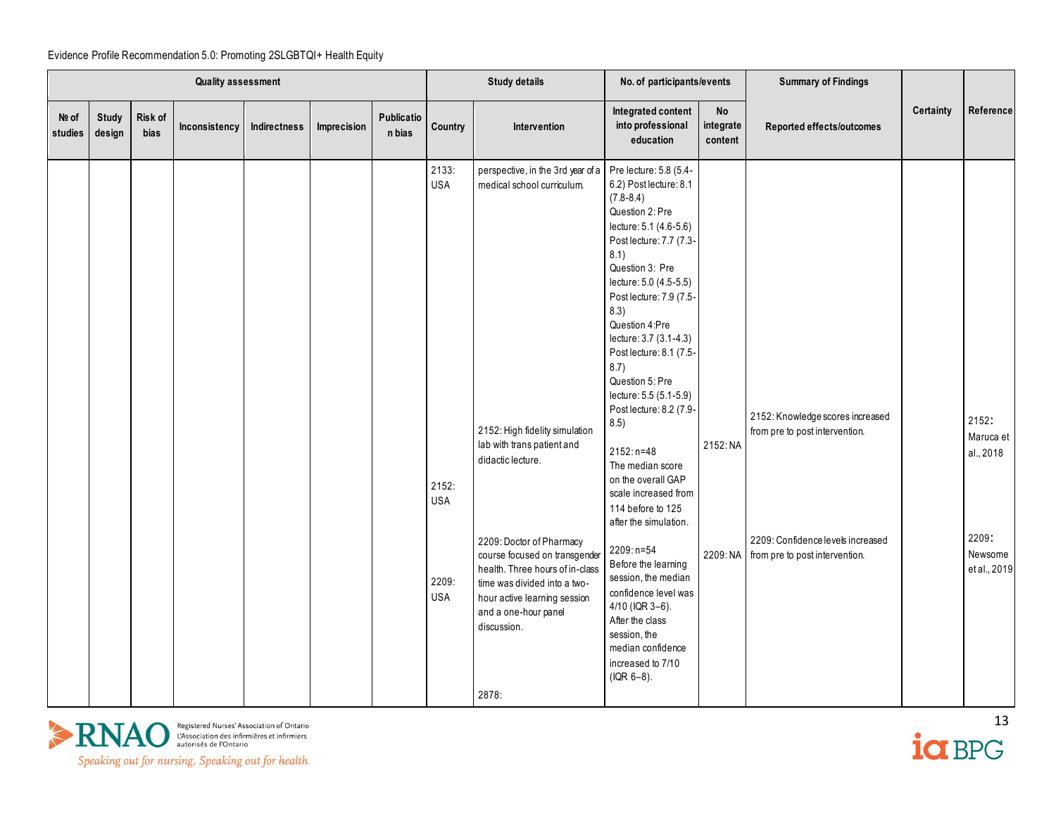Evidence Profile Recommendation 5.0: Promoting 2SLGBTQI+ Health Equity

| Quality assessment | | | | | | | Study details | | No. of participants/events | | Summary of Findings | | |
|---|---|---|---|---|---|---|---|---|---|---|---|---|---|
| № of studies | Study design | Risk of bias | Inconsistency | Indirectness | Imprecision | Publication bias | Country | Intervention | Integrated content into professional education | No integrate content | Reported effects/outcomes | Certainty | Reference |
| | | | | | | | 2133: USA | perspective, in the 3rd year of a medical school curriculum. | Pre lecture: 5.8 (5.4-6.2) Post lecture: 8.1 (7.8-8.4) Question 2: Pre lecture: 5.1 (4.6-5.6) Post lecture: 7.7 (7.3-8.1) Question 3: Pre lecture: 5.0 (4.5-5.5) Post lecture: 7.9 (7.5-8.3) Question 4: Pre lecture: 3.7 (3.1-4.3) Post lecture: 8.1 (7.5-8.7) Question 5: Pre lecture: 5.5 (5.1-5.9) Post lecture: 8.2 (7.9-8.5) | | | | |
| | | | | | | | 2152: USA | 2152: High fidelity simulation lab with trans patient and didactic lecture. | 2152: n=48 The median score on the overall GAP scale increased from 114 before to 125 after the simulation. | 2152: NA | 2152: Knowledge scores increased from pre to post intervention. | | 2152: Maruca et al., 2018 |
| | | | | | | | 2209: USA | 2209: Doctor of Pharmacy course focused on transgender health. Three hours of in-class time was divided into a two-hour active learning session and a one-hour panel discussion. | 2209: n=54 Before the learning session, the median confidence level was 4/10 (IQR 3–6). After the class session, the median confidence increased to 7/10 (IQR 6–8). | 2209: NA | 2209: Confidence levels increased from pre to post intervention. | | 2209: Newsome et al., 2019 |
| | | | | | | | | 2878: | | | | | |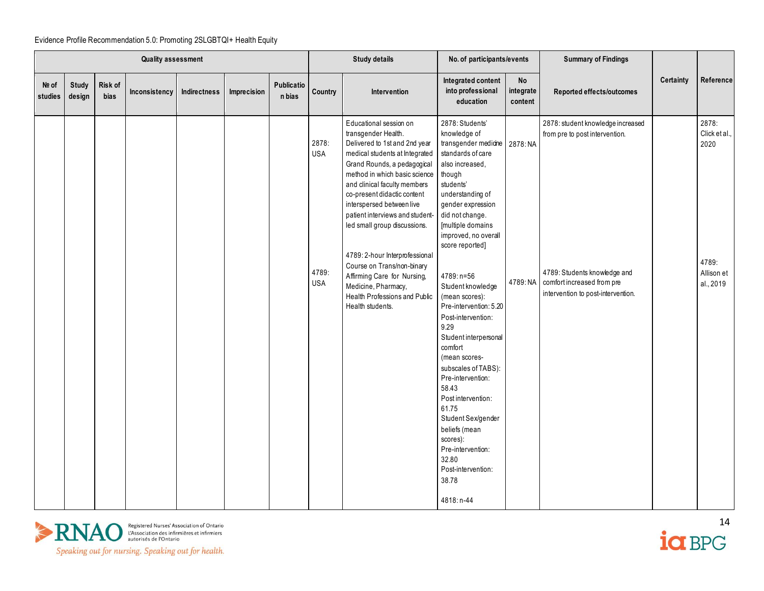Evidence Profile Recommendation 5.0: Promoting 2SLGBTQI+ Health Equity

| Quality assessment | | | | | | | Study details | | No. of participants/events | | Summary of Findings | | |
|---|---|---|---|---|---|---|---|---|---|---|---|---|---|
| № of studies | Study design | Risk of bias | Inconsistency | Indirectness | Imprecision | Publication bias | Country | Intervention | Integrated content into professional education | No integrate content | Reported effects/outcomes | Certainty | Reference |
| | | | | | | | 2878: USA<br><br>4789: USA | Educational session on transgender Health. Delivered to 1st and 2nd year medical students at Integrated Grand Rounds, a pedagogical method in which basic science and clinical faculty members co-present didactic content interspersed between live patient interviews and student-led small group discussions.<br><br>4789: 2-hour Interprofessional Course on Trans/non-binary Affirming Care for Nursing, Medicine, Pharmacy, Health Professions and Public Health students. | 2878: Students' knowledge of transgender medicine standards of care also increased, though students' understanding of gender expression did not change. [multiple domains improved, no overall score reported]<br><br>4789: n=56<br>Student knowledge (mean scores):<br>Pre-intervention: 5.20<br>Post-intervention: 9.29<br>Student interpersonal comfort (mean scores- subscales of TABS):<br>Pre-intervention: 58.43<br>Post intervention: 61.75<br>Student Sex/gender beliefs (mean scores):<br>Pre-intervention: 32.80<br>Post-intervention: 38.78<br><br>4818: n-44 | 2878: NA<br><br>4789: NA | 2878: student knowledge increased from pre to post intervention.<br><br>4789: Students knowledge and comfort increased from pre intervention to post-intervention. | | 2878: Click et al., 2020<br><br>4789: Allison et al., 2019 |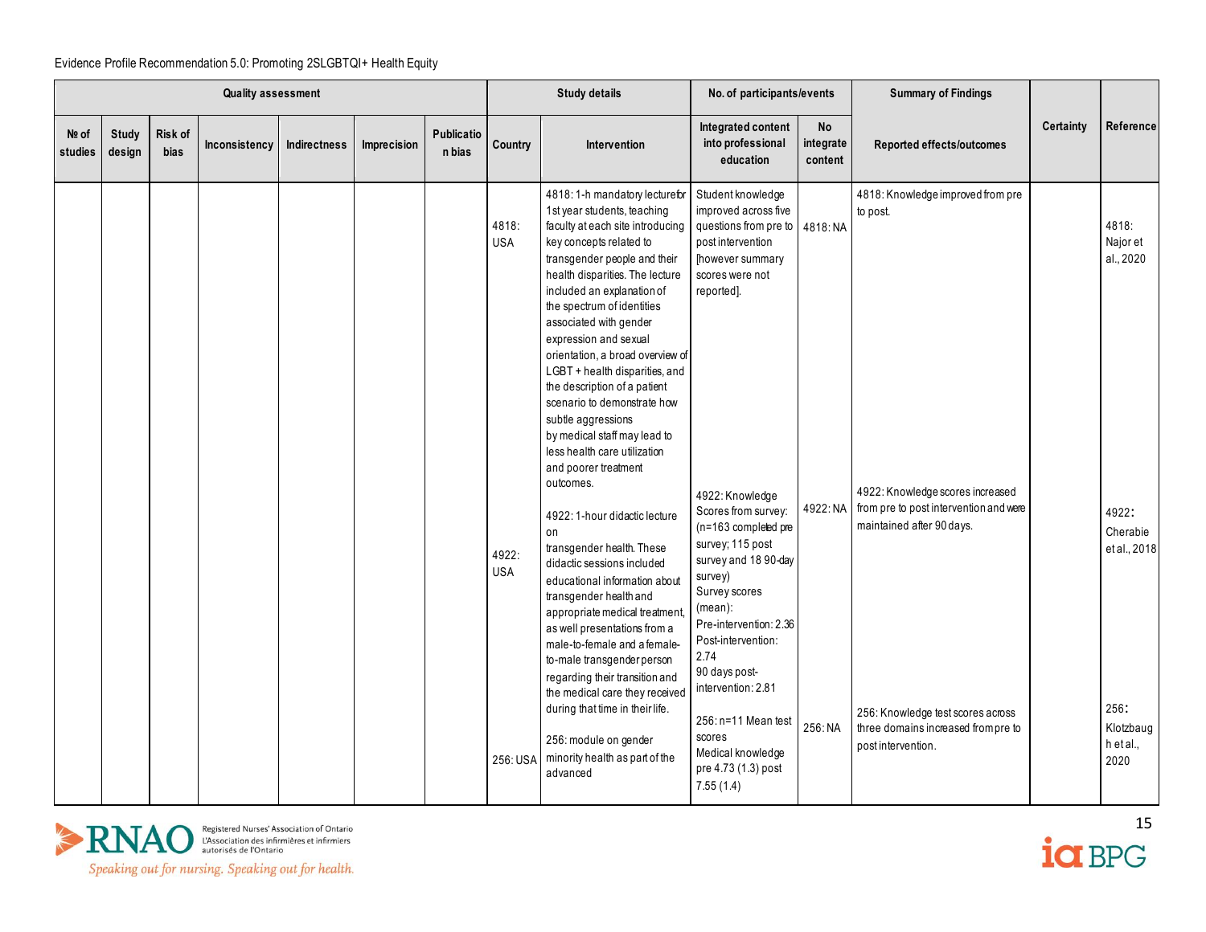Evidence Profile Recommendation 5.0: Promoting 2SLGBTQI+ Health Equity

| Quality assessment | | | | | | | Study details | | No. of participants/events | | Summary of Findings | Certainty | Reference |
|---|---|---|---|---|---|---|---|---|---|---|---|---|---|
| № of studies | Study design | Risk of bias | Inconsistency | Indirectness | Imprecision | Publication bias | Country | Intervention | Integrated content into professional education | No integrate content | Reported effects/outcomes | | |
| | | | | | | | 4818: USA | 4818: 1-h mandatory lecture for 1st year students, teaching faculty at each site introducing key concepts related to transgender people and their health disparities. The lecture included an explanation of the spectrum of identities associated with gender expression and sexual orientation, a broad overview of LGBT + health disparities, and the description of a patient scenario to demonstrate how subtle aggressions by medical staff may lead to less health care utilization and poorer treatment outcomes. | Student knowledge improved across five questions from pre to post intervention [however summary scores were not reported]. | 4818: NA | 4818: Knowledge improved from pre to post. | | 4818: Najor et al., 2020 |
| | | | | | | | 4922: USA | 4922: 1-hour didactic lecture on transgender health. These didactic sessions included educational information about transgender health and appropriate medical treatment, as well presentations from a male-to-female and a female-to-male transgender person regarding their transition and the medical care they received during that time in their life. | 4922: Knowledge Scores from survey: (n=163 completed pre survey; 115 post survey and 18 90-day survey) Survey scores (mean): Pre-intervention: 2.36 Post-intervention: 2.74 90 days post-intervention: 2.81 | 4922: NA | 4922: Knowledge scores increased from pre to post intervention and were maintained after 90 days. | | 4922: Cherabie et al., 2018 |
| | | | | | | | 256: USA | 256: module on gender minority health as part of the advanced | 256: n=11 Mean test scores Medical knowledge pre 4.73 (1.3) post 7.55 (1.4) | 256: NA | 256: Knowledge test scores across three domains increased from pre to post intervention. | | 256: Klotzbaugh et al., 2020 |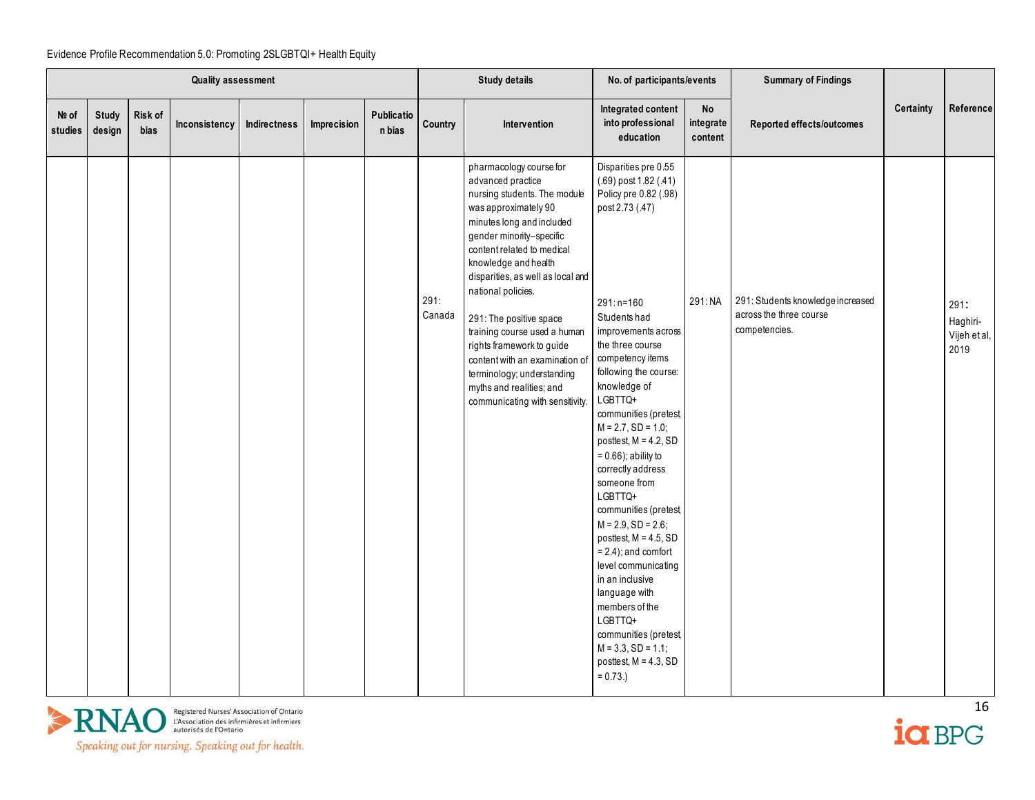Evidence Profile Recommendation 5.0: Promoting 2SLGBTQI+ Health Equity

| Quality assessment | | | | | | | Study details | | No. of participants/events | | Summary of Findings | | |
|---|---|---|---|---|---|---|---|---|---|---|---|---|---|
| № of studies | Study design | Risk of bias | Inconsistency | Indirectness | Imprecision | Publication bias | Country | Intervention | Integrated content into professional education | No integrate content | Reported effects/outcomes | Certainty | Reference |
| | | | | | | | 291: Canada | pharmacology course for advanced practice nursing students. The module was approximately 90 minutes long and included gender minority–specific content related to medical knowledge and health disparities, as well as local and national policies.<br><br>291: The positive space training course used a human rights framework to guide content with an examination of terminology; understanding myths and realities; and communicating with sensitivity. | Disparities pre 0.55 (.69) post 1.82 (.41) Policy pre 0.82 (.98) post 2.73 (.47)<br><br>291: n=160 Students had improvements across the three course competency items following the course: knowledge of LGBTTQ+ communities (pretest, M = 2.7, SD = 1.0; posttest, M = 4.2, SD = 0.66); ability to correctly address someone from LGBTTQ+ communities (pretest, M = 2.9, SD = 2.6; posttest, M = 4.5, SD = 2.4); and comfort level communicating in an inclusive language with members of the LGBTTQ+ communities (pretest, M = 3.3, SD = 1.1; posttest, M = 4.3, SD = 0.73.) | 291: NA | 291: Students knowledge increased across the three course competencies. | | 291: Haghiri-Vijeh et al, 2019 |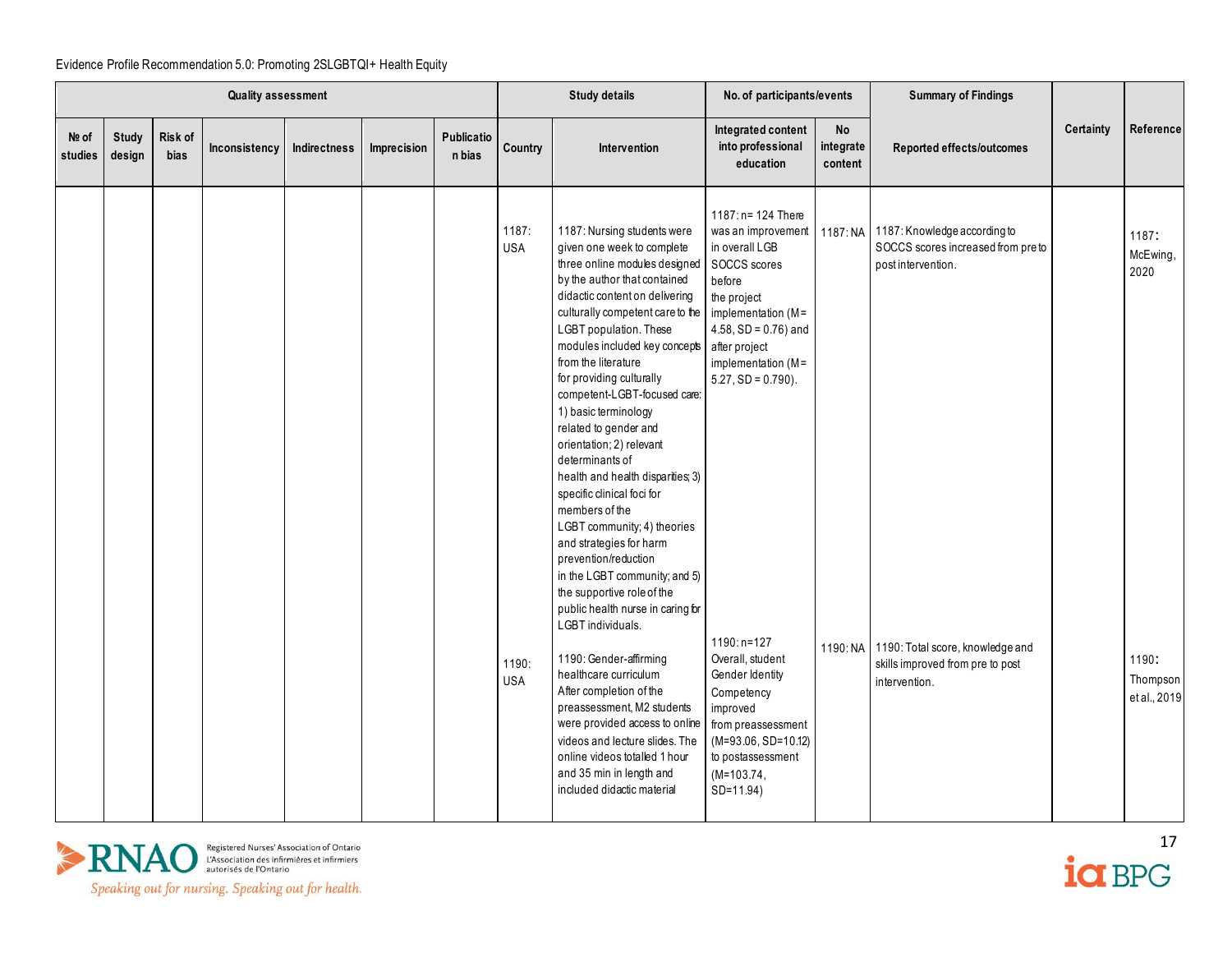Evidence Profile Recommendation 5.0: Promoting 2SLGBTQI+ Health Equity

| Quality assessment | | | | | | | Study details | | No. of participants/events | | Summary of Findings | | |
|---|---|---|---|---|---|---|---|---|---|---|---|---|---|
| № of studies | Study design | Risk of bias | Inconsistency | Indirectness | Imprecision | Publication bias | Country | Intervention | Integrated content into professional education | No integrate content | Reported effects/outcomes | Certainty | Reference |
| | | | | | | | 1187: USA | 1187: Nursing students were given one week to complete three online modules designed by the author that contained didactic content on delivering culturally competent care to the LGBT population. These modules included key concepts from the literature for providing culturally competent-LGBT-focused care: 1) basic terminology related to gender and orientation; 2) relevant determinants of health and health disparities; 3) specific clinical foci for members of the LGBT community; 4) theories and strategies for harm prevention/reduction in the LGBT community; and 5) the supportive role of the public health nurse in caring for LGBT individuals. | 1187: n= 124 There was an improvement in overall LGB SOCCS scores before the project implementation (M= 4.58, SD = 0.76) and after project implementation (M= 5.27, SD = 0.790). | 1187: NA | 1187: Knowledge according to SOCCS scores increased from pre to post intervention. | | 1187: McEwing, 2020 |
| | | | | | | | 1190: USA | 1190: Gender-affirming healthcare curriculum After completion of the preassessment, M2 students were provided access to online videos and lecture slides. The online videos totalled 1 hour and 35 min in length and included didactic material | 1190: n=127 Overall, student Gender Identity Competency improved from preassessment (M=93.06, SD=10.12) to postassessment (M=103.74, SD=11.94) | 1190: NA | 1190: Total score, knowledge and skills improved from pre to post intervention. | | 1190: Thompson et al., 2019 |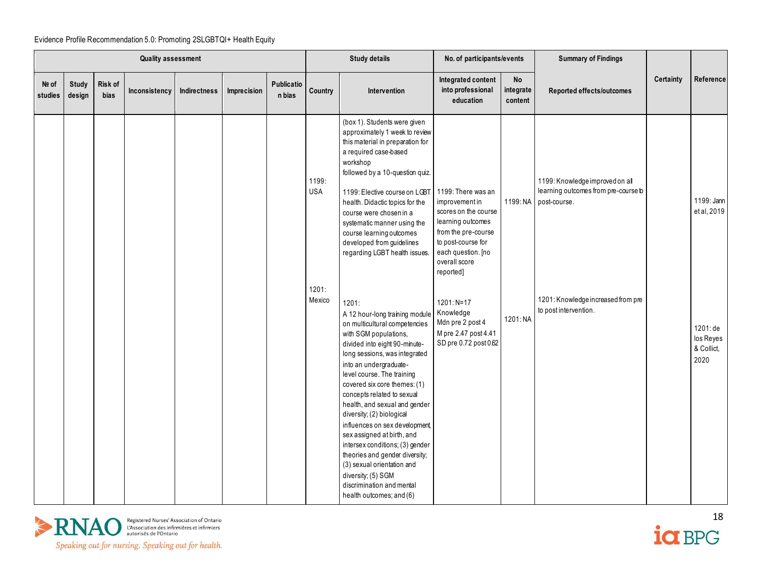Evidence Profile Recommendation 5.0: Promoting 2SLGBTQI+ Health Equity

| Quality assessment | | | | | | | Study details | | No. of participants/events | | Summary of Findings | Certainty | Reference |
|---|---|---|---|---|---|---|---|---|---|---|---|---|---|
| № of studies | Study design | Risk of bias | Inconsistency | Indirectness | Imprecision | Publication bias | Country | Intervention | Integrated content into professional education | No integrate content | Reported effects/outcomes | | |
| | | | | | | | 1199: USA | (box 1). Students were given approximately 1 week to review this material in preparation for a required case-based workshop followed by a 10-question quiz.<br><br>1199: Elective course on LGBT health. Didactic topics for the course were chosen in a systematic manner using the course learning outcomes developed from guidelines regarding LGBT health issues. | 1199: There was an improvement in scores on the course learning outcomes from the pre-course to post-course for each question. [no overall score reported] | 1199: NA | 1199: Knowledge improved on all learning outcomes from pre-course to post-course. | | 1199: Jann et al, 2019 |
| | | | | | | | 1201: Mexico | 1201:<br>A 12 hour-long training module on multicultural competencies with SGM populations, divided into eight 90-minute-long sessions, was integrated into an undergraduate-level course. The training covered six core themes: (1) concepts related to sexual health, and sexual and gender diversity; (2) biological influences on sex development, sex assigned at birth, and intersex conditions; (3) gender theories and gender diversity; (3) sexual orientation and diversity; (5) SGM discrimination and mental health outcomes; and (6) | 1201: N=17<br>Knowledge<br>Mdn pre 2 post 4<br>M pre 2.47 post 4.41<br>SD pre 0.72 post 0.62 | 1201: NA | 1201: Knowledge increased from pre to post intervention. | | 1201: de los Reyes & Collict, 2020 |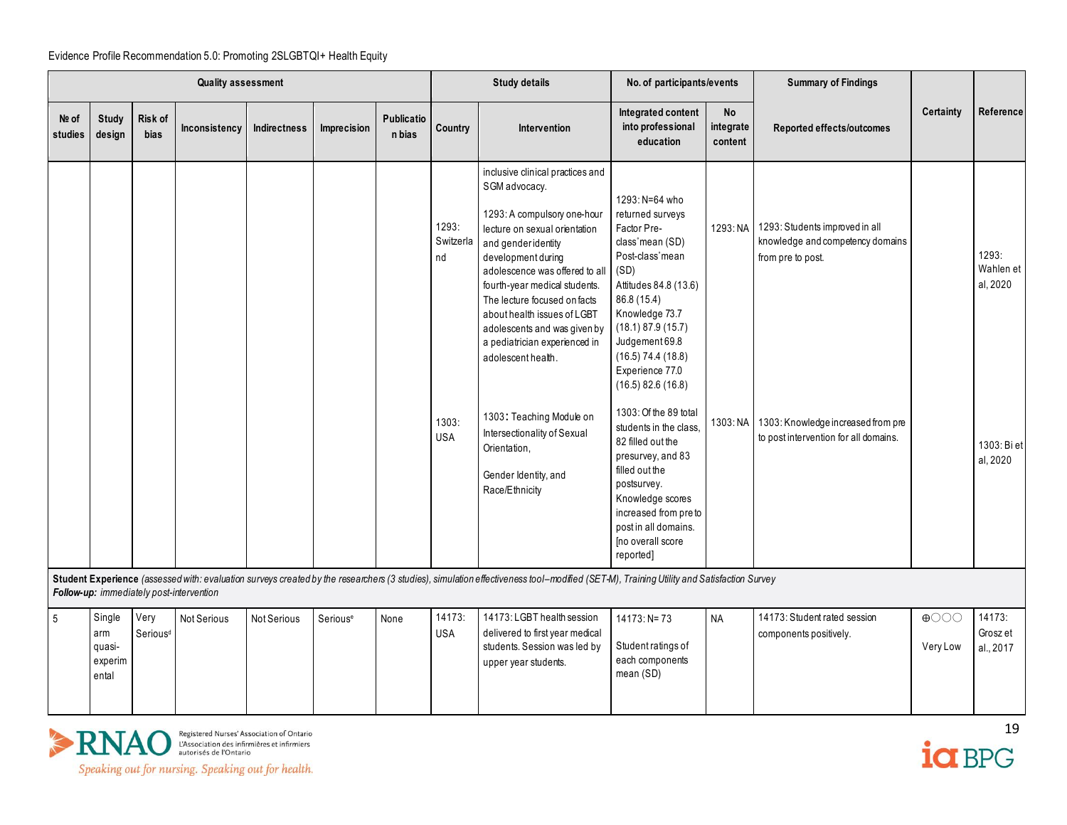Evidence Profile Recommendation 5.0: Promoting 2SLGBTQI+ Health Equity

| Quality assessment | | | | | | | Study details | | No. of participants/events | | Summary of Findings | Certainty | Reference |
|---|---|---|---|---|---|---|---|---|---|---|---|---|---|
| № of studies | Study design | Risk of bias | Inconsistency | Indirectness | Imprecision | Publication bias | Country | Intervention | Integrated content into professional education | No integrate content | Reported effects/outcomes | | |
| | | | | | | | | inclusive clinical practices and SGM advocacy. | | | | | |
| | | | | | | | 1293: Switzerland | 1293: A compulsory one-hour lecture on sexual orientation and gender identity development during adolescence was offered to all fourth-year medical students. The lecture focused on facts about health issues of LGBT adolescents and was given by a pediatrician experienced in adolescent health. | 1293: N=64 who returned surveys Factor Pre-class' mean (SD) Post-class' mean (SD) Attitudes 84.8 (13.6) 86.8 (15.4) Knowledge 73.7 (18.1) 87.9 (15.7) Judgement 69.8 (16.5) 74.4 (18.8) Experience 77.0 (16.5) 82.6 (16.8) | 1293: NA | 1293: Students improved in all knowledge and competency domains from pre to post. | | 1293: Wahlen et al, 2020 |
| | | | | | | | 1303: USA | 1303: Teaching Module on Intersectionality of Sexual Orientation, Gender Identity, and Race/Ethnicity | 1303: Of the 89 total students in the class, 82 filled out the presurvey, and 83 filled out the postsurvey. Knowledge scores increased from pre to post in all domains. [no overall score reported] | 1303: NA | 1303: Knowledge increased from pre to post intervention for all domains. | | 1303: Bi et al, 2020 |
| **Student Experience** *(assessed with: evaluation surveys created by the researchers (3 studies), simulation effectiveness tool–modified (SET-M), Training Utility and Satisfaction Survey* **Follow-up:** *immediately post-intervention* | | | | | | | | | | | | | |
| 5 | Single arm quasi-experimental | Very Serious[d] | Not Serious | Not Serious | Serious[e] | None | 14173: USA | 14173: LGBT health session delivered to first year medical students. Session was led by upper year students. | 14173: N= 73 Student ratings of each components mean (SD) | NA | 14173: Student rated session components positively. | ⊕◯◯◯ Very Low | 14173: Grosz et al., 2017 |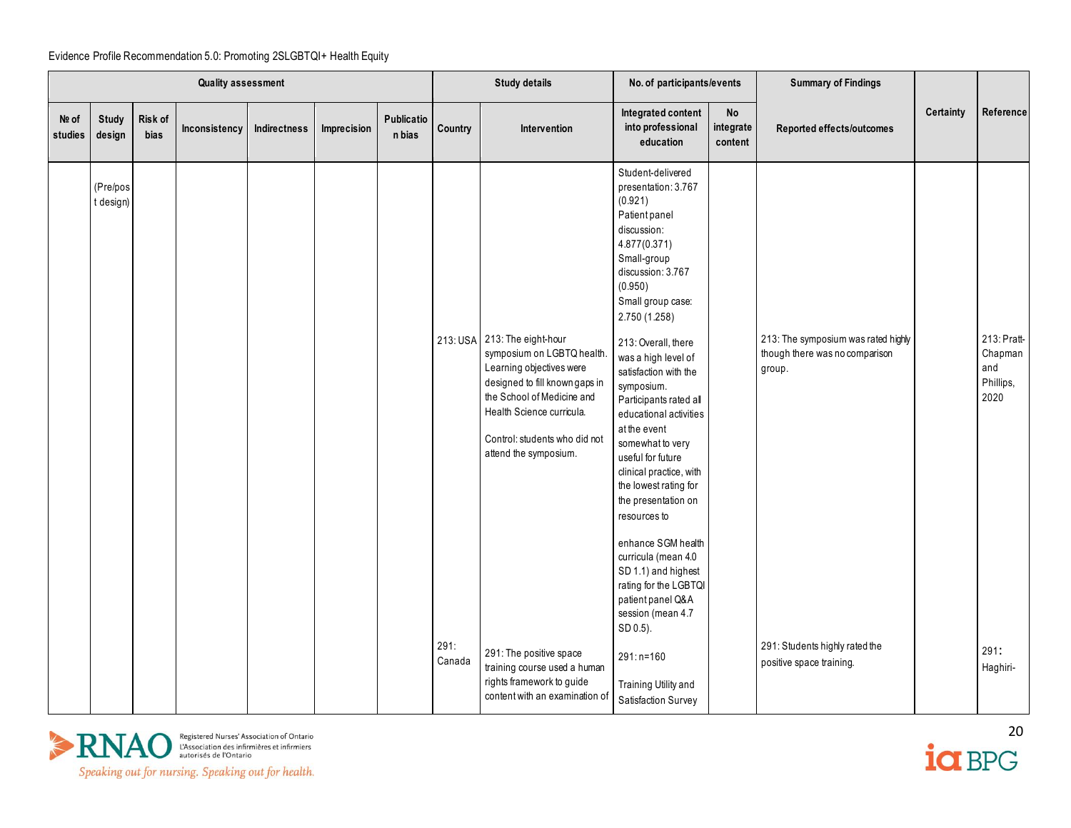Evidence Profile Recommendation 5.0: Promoting 2SLGBTQI+ Health Equity

| Quality assessment | | | | | | | Study details | | No. of participants/events | | Summary of Findings | Certainty | Reference |
|---|---|---|---|---|---|---|---|---|---|---|---|---|---|
| № of studies | Study design | Risk of bias | Inconsistency | Indirectness | Imprecision | Publication bias | Country | Intervention | Integrated content into professional education | No integrate content | Reported effects/outcomes | | |
| | (Pre/post design) | | | | | | | | Student-delivered presentation: 3.767 (0.921) Patient panel discussion: 4.877(0.371) Small-group discussion: 3.767 (0.950) Small group case: 2.750 (1.258) | | | | |
| | | | | | | | 213: USA | 213: The eight-hour symposium on LGBTQ health. Learning objectives were designed to fill known gaps in the School of Medicine and Health Science curricula. Control: students who did not attend the symposium. | 213: Overall, there was a high level of satisfaction with the symposium. Participants rated all educational activities at the event somewhat to very useful for future clinical practice, with the lowest rating for the presentation on resources to enhance SGM health curricula (mean 4.0 SD 1.1) and highest rating for the LGBTQI patient panel Q&A session (mean 4.7 SD 0.5). | | 213: The symposium was rated highly though there was no comparison group. | | 213: Pratt-Chapman and Phillips, 2020 |
| | | | | | | | 291: Canada | 291: The positive space training course used a human rights framework to guide content with an examination of | 291: n=160 Training Utility and Satisfaction Survey | | 291: Students highly rated the positive space training. | | 291: Haghiri- |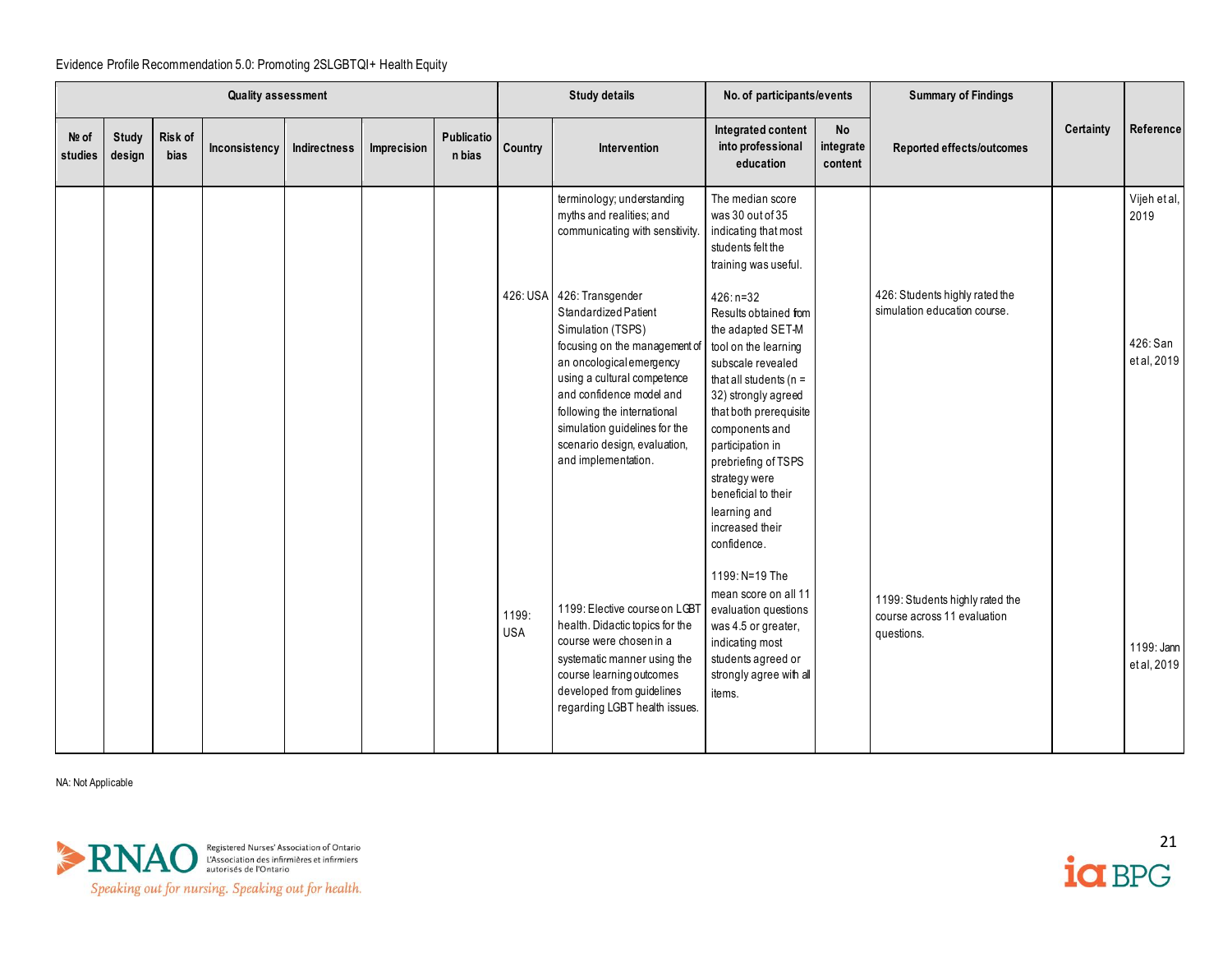Evidence Profile Recommendation 5.0: Promoting 2SLGBTQI+ Health Equity

| Quality assessment | | | | | | | Study details | | No. of participants/events | | Summary of Findings | | |
|---|---|---|---|---|---|---|---|---|---|---|---|---|---|
| № of studies | Study design | Risk of bias | Inconsistency | Indirectness | Imprecision | Publication bias | Country | Intervention | Integrated content into professional education | No integrate content | Reported effects/outcomes | Certainty | Reference |
| | | | | | | | | terminology; understanding myths and realities; and communicating with sensitivity. | The median score was 30 out of 35 indicating that most students felt the training was useful. | | | | Vijeh et al, 2019 |
| | | | | | | | 426: USA | 426: Transgender Standardized Patient Simulation (TSPS) focusing on the management of an oncological emergency using a cultural competence and confidence model and following the international simulation guidelines for the scenario design, evaluation, and implementation. | 426: n=32 Results obtained from the adapted SET-M tool on the learning subscale revealed that all students (n = 32) strongly agreed that both prerequisite components and participation in prebriefing of TSPS strategy were beneficial to their learning and increased their confidence. | | 426: Students highly rated the simulation education course. | | 426: San et al, 2019 |
| | | | | | | | 1199: USA | 1199: Elective course on LGBT health. Didactic topics for the course were chosen in a systematic manner using the course learning outcomes developed from guidelines regarding LGBT health issues. | 1199: N=19 The mean score on all 11 evaluation questions was 4.5 or greater, indicating most students agreed or strongly agree with all items. | | 1199: Students highly rated the course across 11 evaluation questions. | | 1199: Jann et al, 2019 |

NA: Not Applicable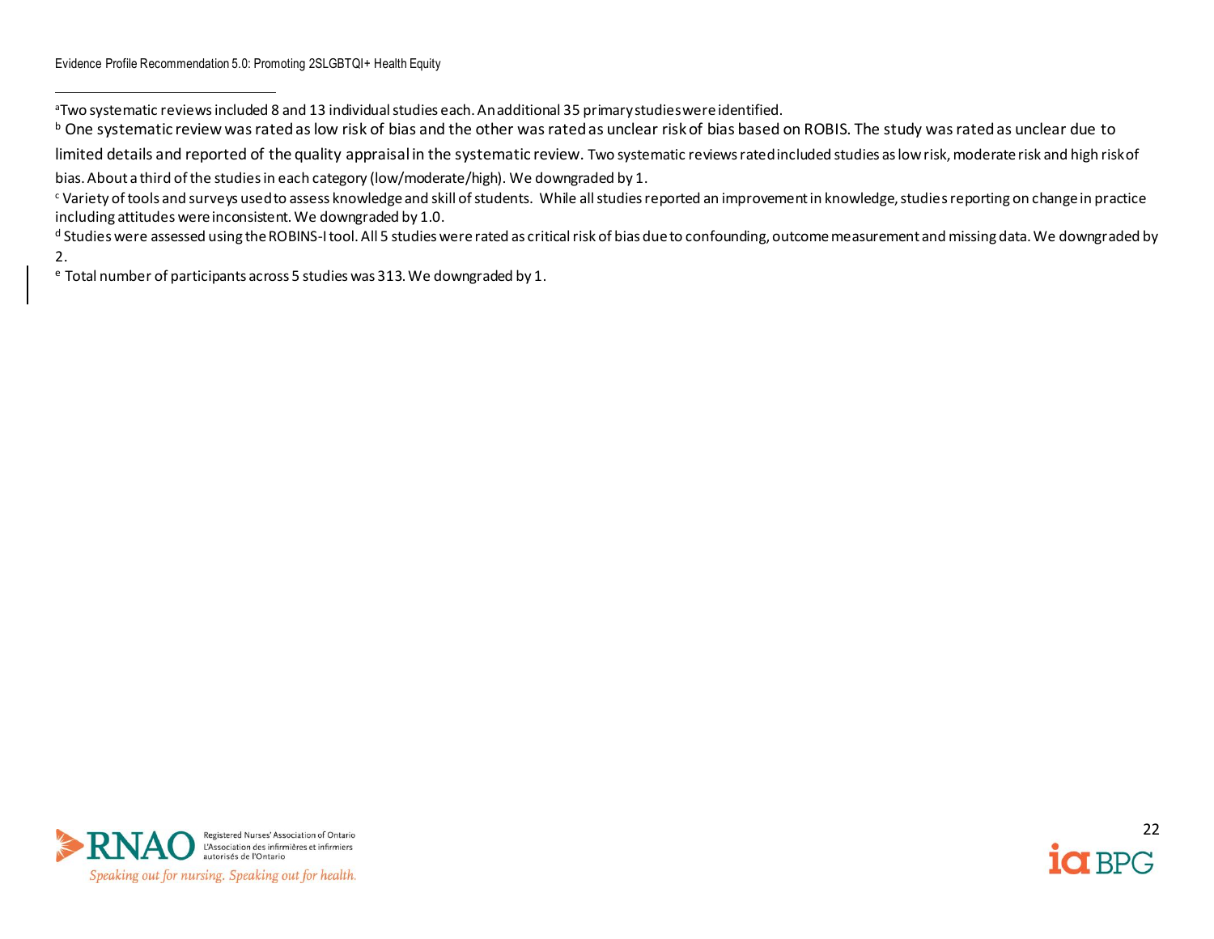[a]Two systematic reviews included 8 and 13 individual studies each. An additional 35 primary studies were identified.

[b] One systematic review was rated as low risk of bias and the other was rated as unclear risk of bias based on ROBIS. The study was rated as unclear due to limited details and reported of the quality appraisal in the systematic review. Two systematic reviews rated included studies as low risk, moderate risk and high risk of bias. About a third of the studies in each category (low/moderate/high). We downgraded by 1.

[c] Variety of tools and surveys used to assess knowledge and skill of students. While all studies reported an improvement in knowledge, studies reporting on change in practice including attitudes were inconsistent. We downgraded by 1.0.

[d] Studies were assessed using the ROBINS-I tool. All 5 studies were rated as critical risk of bias due to confounding, outcome measurement and missing data. We downgraded by 2.

[e] Total number of participants across 5 studies was 313. We downgraded by 1.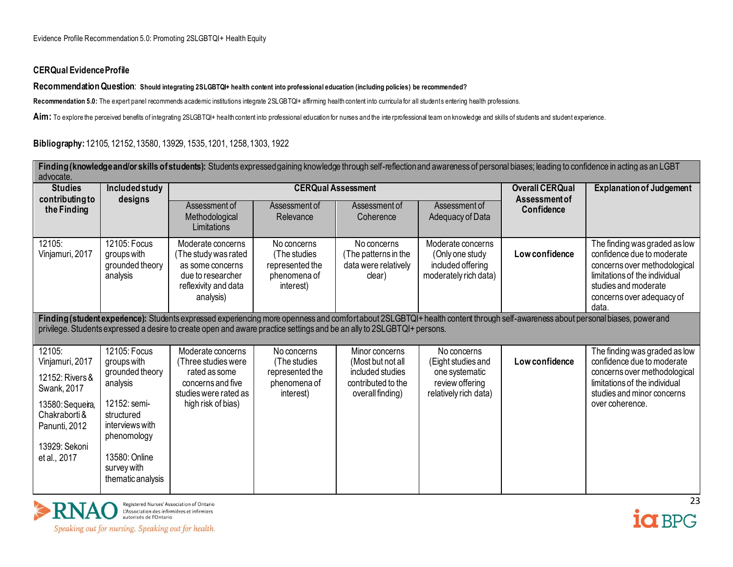### CERQual Evidence Profile

**Recommendation Question**: **Should integrating 2SLGBTQI+ health content into professional education (including policies) be recommended?**

**Recommendation 5.0:** The expert panel recommends academic institutions integrate 2SLGBTQI+ affirming health content into curricula for all students entering health professions.

**Aim:** To explore the perceived benefits of integrating 2SLGBTQI+ health content into professional education for nurses and the interprofessional team on knowledge and skills of students and student experience.

**Bibliography:** 12105, 12152, 13580, 13929, 1535, 1201, 1258, 1303, 1922

| Studies contributing to the Finding | Included study designs | CERQual Assessment | | | | Overall CERQual Assessment of Confidence | Explanation of Judgement |
|---|---|---|---|---|---|---|---|
| | | Assessment of Methodological Limitations | Assessment of Relevance | Assessment of Coherence | Assessment of Adequacy of Data | | |
| **Finding (knowledge and/or skills of students):** Students expressed gaining knowledge through self-reflection and awareness of personal biases; leading to confidence in acting as an LGBT advocate. | | | | | | | |
| 12105: Vinjamuri, 2017 | 12105: Focus groups with grounded theory analysis | Moderate concerns (The study was rated as some concerns due to researcher reflexivity and data analysis) | No concerns (The studies represented the phenomena of interest) | No concerns (The patterns in the data were relatively clear) | Moderate concerns (Only one study included offering moderately rich data) | **Low confidence** | The finding was graded as low confidence due to moderate concerns over methodological limitations of the individual studies and moderate concerns over adequacy of data. |
| **Finding (student experience):** Students expressed experiencing more openness and comfort about 2SLGBTQI+ health content through self-awareness about personal biases, power and privilege. Students expressed a desire to create open and aware practice settings and be an ally to 2SLGBTQI+ persons. | | | | | | | |
| 12105: Vinjamuri, 2017<br>12152: Rivers & Swank, 2017<br>13580: Sequeira, Chakraborti & Panunti, 2012<br>13929: Sekoni et al., 2017 | 12105: Focus groups with grounded theory analysis<br>12152: semi-structured interviews with phenomenology<br>13580: Online survey with thematic analysis | Moderate concerns (Three studies were rated as some concerns and five studies were rated as high risk of bias) | No concerns (The studies represented the phenomena of interest) | Minor concerns (Most but not all included studies contributed to the overall finding) | No concerns (Eight studies and one systematic review offering relatively rich data) | **Low confidence** | The finding was graded as low confidence due to moderate concerns over methodological limitations of the individual studies and minor concerns over coherence. |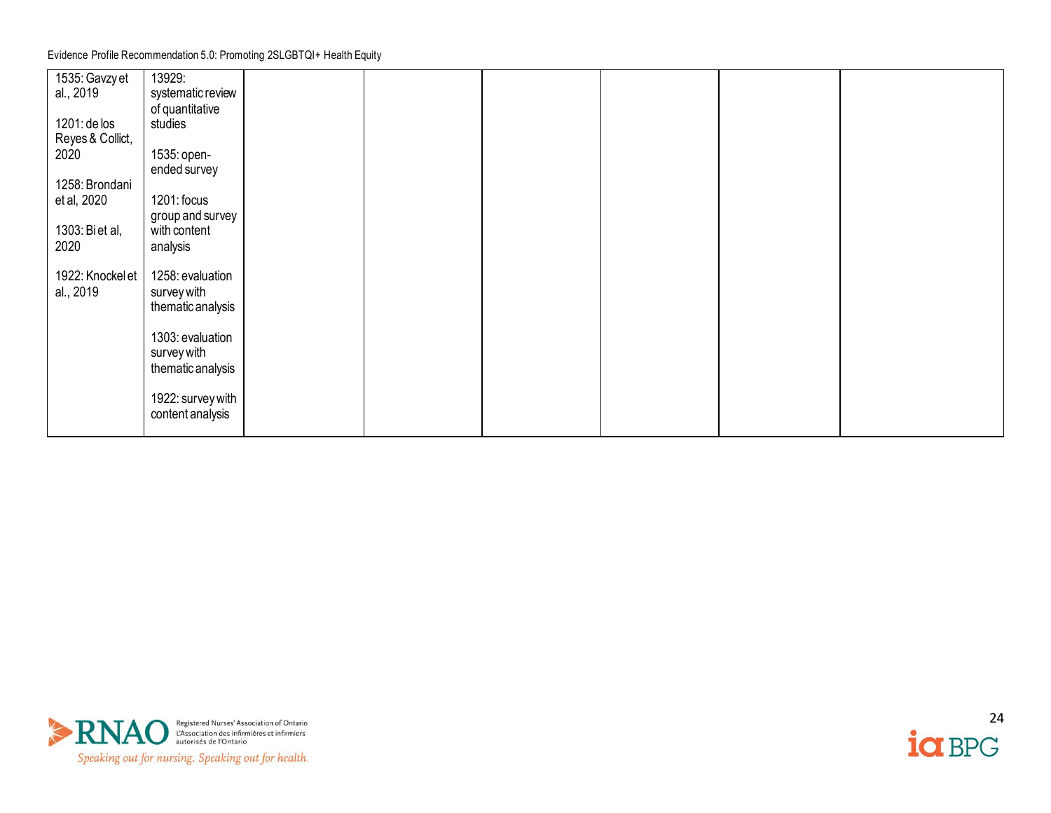| | | | | | | | |
|---|---|---|---|---|---|---|---|
| 1535: Gavzy et al., 2019<br><br>1201: de los Reyes & Collict, 2020<br><br>1258: Brondani et al, 2020<br><br>1303: Bi et al, 2020<br><br>1922: Knockel et al., 2019 | 13929: systematic review of quantitative studies<br><br>1535: open-ended survey<br><br>1201: focus group and survey with content analysis<br><br>1258: evaluation survey with thematic analysis<br><br>1303: evaluation survey with thematic analysis<br><br>1922: survey with content analysis | | | | | | |